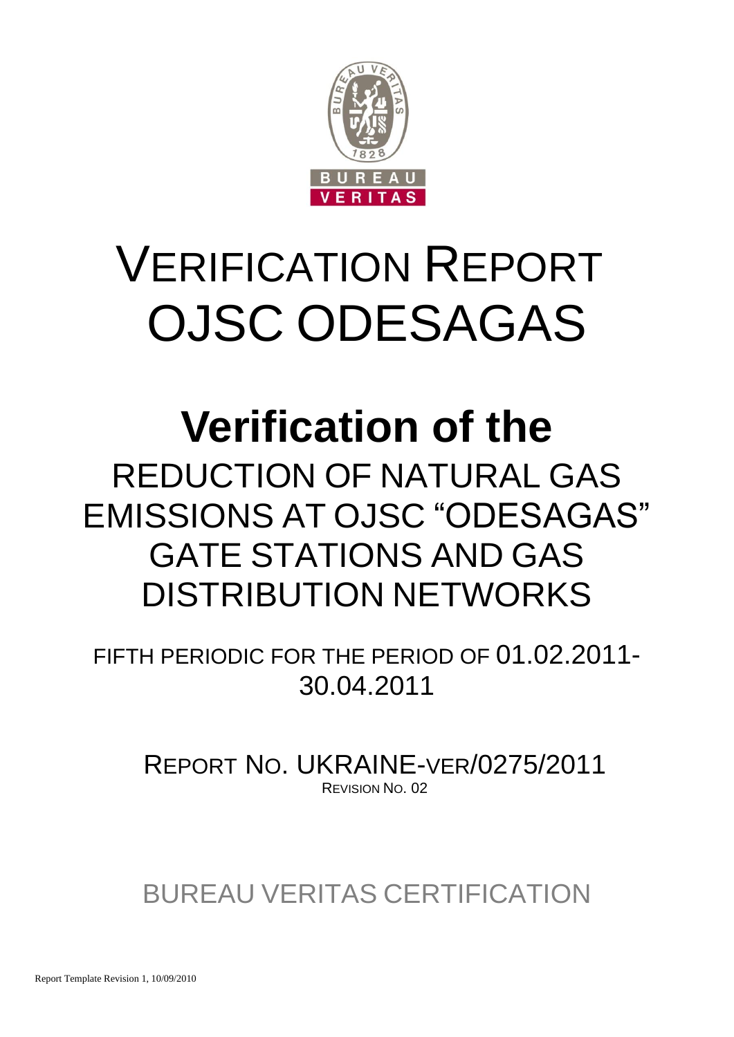# VERIFICATION REPORT
# OJSC ODESAGAS

# Verification of the
## REDUCTION OF NATURAL GAS EMISSIONS AT OJSC "ODESAGAS" GATE STATIONS AND GAS DISTRIBUTION NETWORKS

FIFTH PERIODIC FOR THE PERIOD OF 01.02.2011-30.04.2011

REPORT NO. UKRAINE-VER/0275/2011
REVISION NO. 02

BUREAU VERITAS CERTIFICATION

Report Template Revision 1, 10/09/2010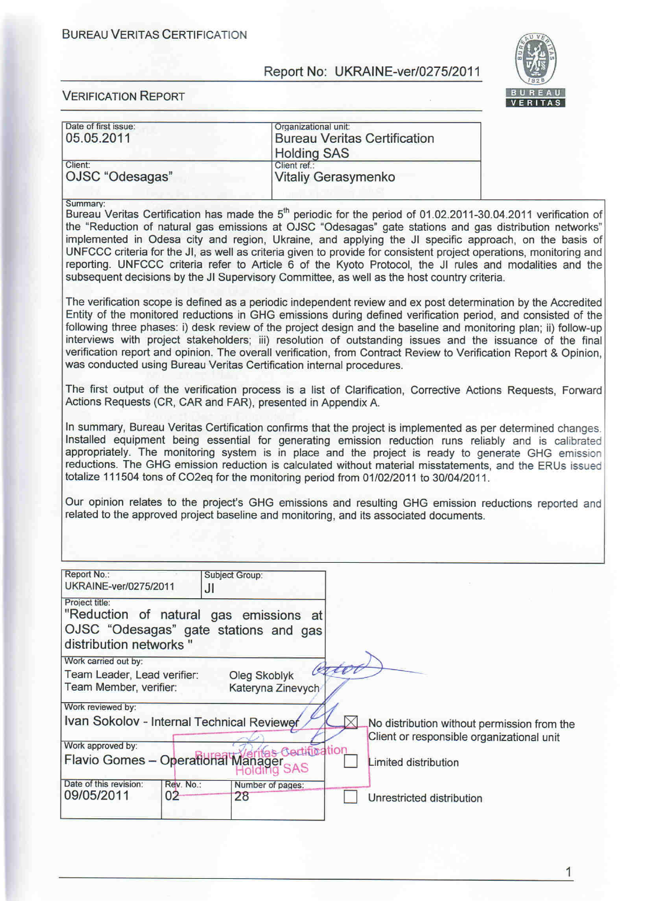BUREAU VERITAS CERTIFICATION

Report No: UKRAINE-ver/0275/2011

VERIFICATION REPORT

| Date of first issue: 05.05.2011 | Organizational unit: Bureau Veritas Certification Holding SAS |
|---|---|
| Client: OJSC "Odesagas" | Client ref.: Vitaliy Gerasymenko |

Summary:

Bureau Veritas Certification has made the 5th periodic for the period of 01.02.2011-30.04.2011 verification of the "Reduction of natural gas emissions at OJSC "Odesagas" gate stations and gas distribution networks" implemented in Odesa city and region, Ukraine, and applying the JI specific approach, on the basis of UNFCCC criteria for the JI, as well as criteria given to provide for consistent project operations, monitoring and reporting. UNFCCC criteria refer to Article 6 of the Kyoto Protocol, the JI rules and modalities and the subsequent decisions by the JI Supervisory Committee, as well as the host country criteria.

The verification scope is defined as a periodic independent review and ex post determination by the Accredited Entity of the monitored reductions in GHG emissions during defined verification period, and consisted of the following three phases: i) desk review of the project design and the baseline and monitoring plan; ii) follow-up interviews with project stakeholders; iii) resolution of outstanding issues and the issuance of the final verification report and opinion. The overall verification, from Contract Review to Verification Report & Opinion, was conducted using Bureau Veritas Certification internal procedures.

The first output of the verification process is a list of Clarification, Corrective Actions Requests, Forward Actions Requests (CR, CAR and FAR), presented in Appendix A.

In summary, Bureau Veritas Certification confirms that the project is implemented as per determined changes. Installed equipment being essential for generating emission reduction runs reliably and is calibrated appropriately. The monitoring system is in place and the project is ready to generate GHG emission reductions. The GHG emission reduction is calculated without material misstatements, and the ERUs issued totalize 111504 tons of CO2eq for the monitoring period from 01/02/2011 to 30/04/2011.

Our opinion relates to the project's GHG emissions and resulting GHG emission reductions reported and related to the approved project baseline and monitoring, and its associated documents.

| Report No.: UKRAINE-ver/0275/2011 | Subject Group: JI |
|---|---|

Project title:
"Reduction of natural gas emissions at OJSC "Odesagas" gate stations and gas distribution networks "

Work carried out by:
Team Leader, Lead verifier: Oleg Skoblyk
Team Member, verifier: Kateryna Zinevych

Work reviewed by:
Ivan Sokolov - Internal Technical Reviewer

Work approved by:
Flavio Gomes – Operational Manager

| Date of this revision: 09/05/2011 | Rev. No.: 02 | Number of pages: 28 |
|---|---|---|

- ☒ No distribution without permission from the Client or responsible organizational unit
- ☐ Limited distribution
- ☐ Unrestricted distribution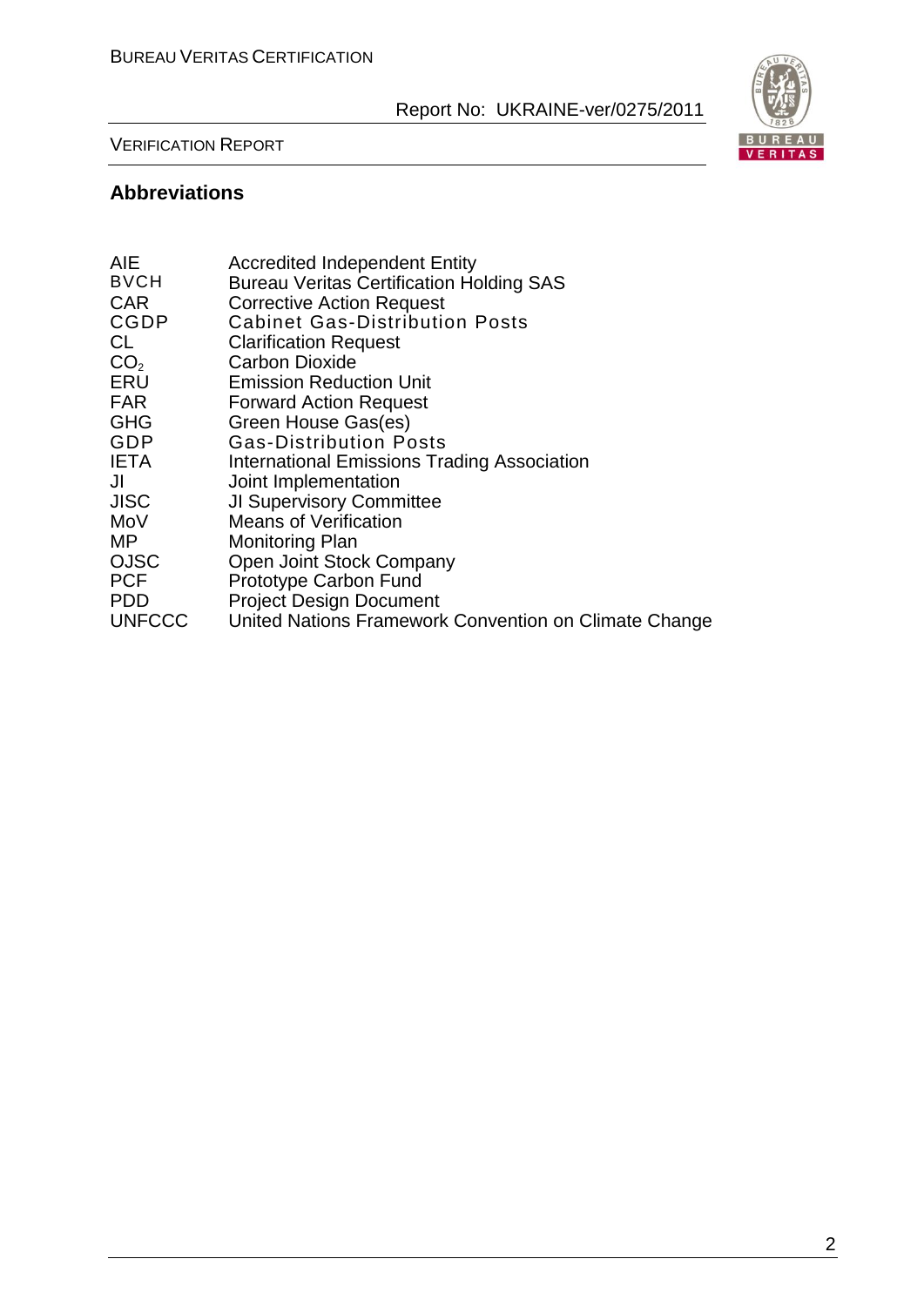## Abbreviations

| | |
|---|---|
| AIE | Accredited Independent Entity |
| BVCH | Bureau Veritas Certification Holding SAS |
| CAR | Corrective Action Request |
| CGDP | Cabinet Gas-Distribution Posts |
| CL | Clarification Request |
| $CO_2$ | Carbon Dioxide |
| ERU | Emission Reduction Unit |
| FAR | Forward Action Request |
| GHG | Green House Gas(es) |
| GDP | Gas-Distribution Posts |
| IETA | International Emissions Trading Association |
| JI | Joint Implementation |
| JISC | JI Supervisory Committee |
| MoV | Means of Verification |
| MP | Monitoring Plan |
| OJSC | Open Joint Stock Company |
| PCF | Prototype Carbon Fund |
| PDD | Project Design Document |
| UNFCCC | United Nations Framework Convention on Climate Change |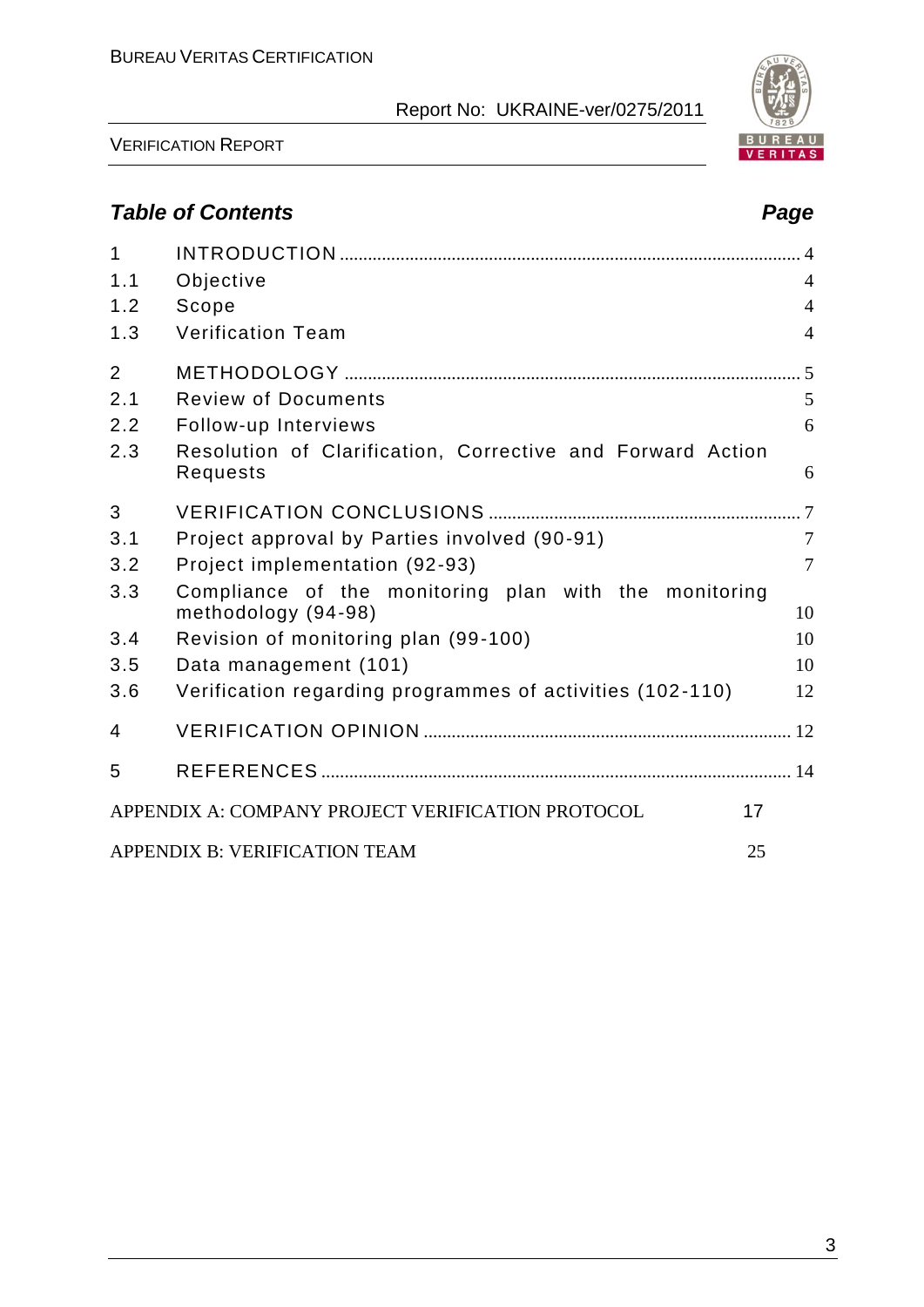## *Table of Contents*

| | | *Page* |
|---|---|---|
| 1 | INTRODUCTION | 4 |
| 1.1 | Objective | 4 |
| 1.2 | Scope | 4 |
| 1.3 | Verification Team | 4 |
| 2 | METHODOLOGY | 5 |
| 2.1 | Review of Documents | 5 |
| 2.2 | Follow-up Interviews | 6 |
| 2.3 | Resolution of Clarification, Corrective and Forward Action Requests | 6 |
| 3 | VERIFICATION CONCLUSIONS | 7 |
| 3.1 | Project approval by Parties involved (90-91) | 7 |
| 3.2 | Project implementation (92-93) | 7 |
| 3.3 | Compliance of the monitoring plan with the monitoring methodology (94-98) | 10 |
| 3.4 | Revision of monitoring plan (99-100) | 10 |
| 3.5 | Data management (101) | 10 |
| 3.6 | Verification regarding programmes of activities (102-110) | 12 |
| 4 | VERIFICATION OPINION | 12 |
| 5 | REFERENCES | 14 |

APPENDIX A: COMPANY PROJECT VERIFICATION PROTOCOL 17

APPENDIX B: VERIFICATION TEAM 25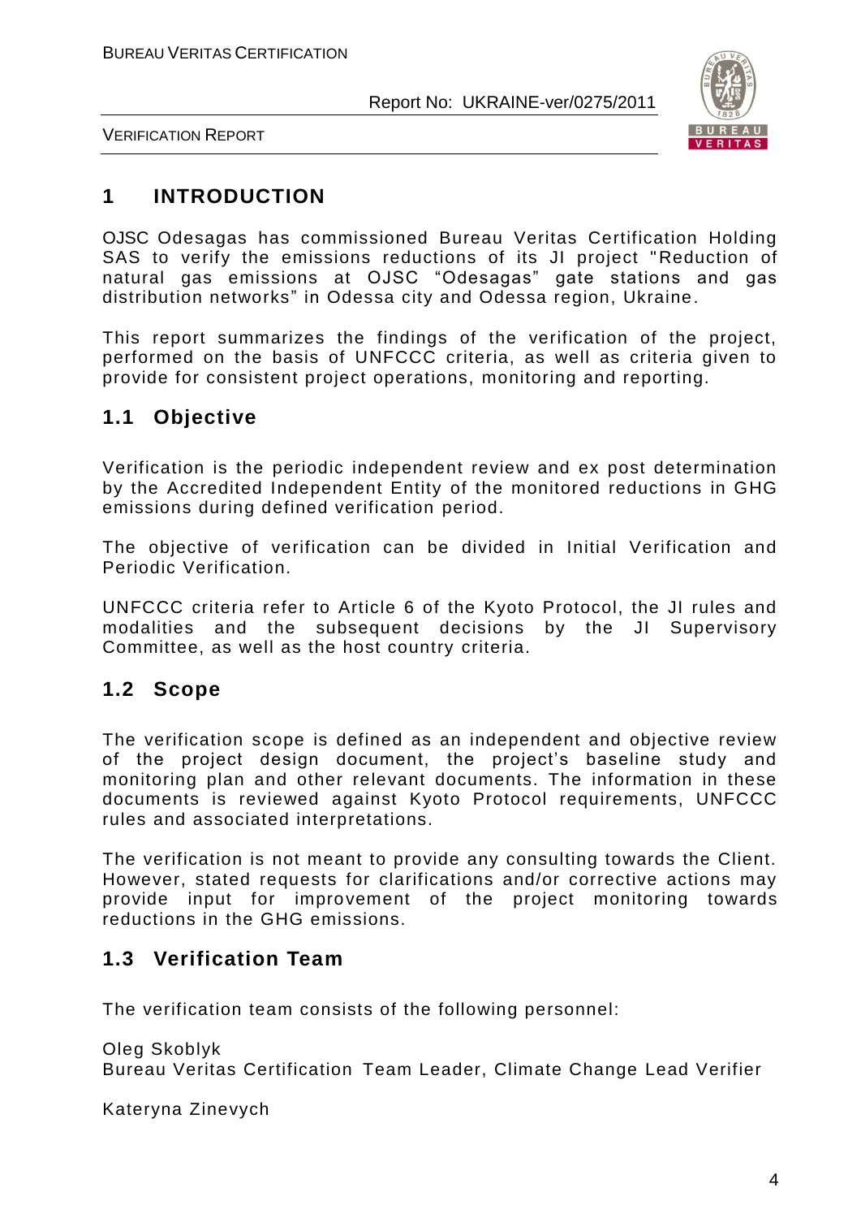# 1 INTRODUCTION

OJSC Odesagas has commissioned Bureau Veritas Certification Holding SAS to verify the emissions reductions of its JI project "Reduction of natural gas emissions at OJSC "Odesagas" gate stations and gas distribution networks" in Odessa city and Odessa region, Ukraine.

This report summarizes the findings of the verification of the project, performed on the basis of UNFCCC criteria, as well as criteria given to provide for consistent project operations, monitoring and reporting.

## 1.1 Objective

Verification is the periodic independent review and ex post determination by the Accredited Independent Entity of the monitored reductions in GHG emissions during defined verification period.

The objective of verification can be divided in Initial Verification and Periodic Verification.

UNFCCC criteria refer to Article 6 of the Kyoto Protocol, the JI rules and modalities and the subsequent decisions by the JI Supervisory Committee, as well as the host country criteria.

## 1.2 Scope

The verification scope is defined as an independent and objective review of the project design document, the project's baseline study and monitoring plan and other relevant documents. The information in these documents is reviewed against Kyoto Protocol requirements, UNFCCC rules and associated interpretations.

The verification is not meant to provide any consulting towards the Client. However, stated requests for clarifications and/or corrective actions may provide input for improvement of the project monitoring towards reductions in the GHG emissions.

## 1.3 Verification Team

The verification team consists of the following personnel:

Oleg Skoblyk
Bureau Veritas Certification Team Leader, Climate Change Lead Verifier

Kateryna Zinevych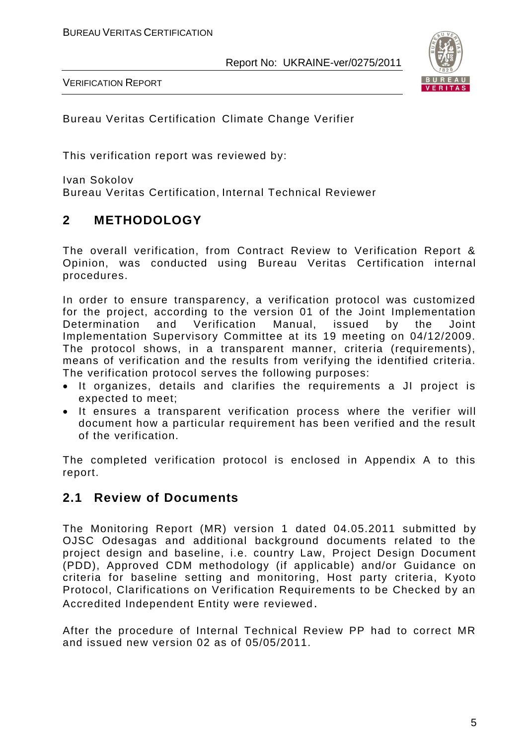Bureau Veritas Certification Climate Change Verifier

This verification report was reviewed by:

Ivan Sokolov
Bureau Veritas Certification, Internal Technical Reviewer

## 2 METHODOLOGY

The overall verification, from Contract Review to Verification Report & Opinion, was conducted using Bureau Veritas Certification internal procedures.

In order to ensure transparency, a verification protocol was customized for the project, according to the version 01 of the Joint Implementation Determination and Verification Manual, issued by the Joint Implementation Supervisory Committee at its 19 meeting on 04/12/2009. The protocol shows, in a transparent manner, criteria (requirements), means of verification and the results from verifying the identified criteria. The verification protocol serves the following purposes:

- It organizes, details and clarifies the requirements a JI project is expected to meet;
- It ensures a transparent verification process where the verifier will document how a particular requirement has been verified and the result of the verification.

The completed verification protocol is enclosed in Appendix A to this report.

### 2.1 Review of Documents

The Monitoring Report (MR) version 1 dated 04.05.2011 submitted by OJSC Odesagas and additional background documents related to the project design and baseline, i.e. country Law, Project Design Document (PDD), Approved CDM methodology (if applicable) and/or Guidance on criteria for baseline setting and monitoring, Host party criteria, Kyoto Protocol, Clarifications on Verification Requirements to be Checked by an Accredited Independent Entity were reviewed.

After the procedure of Internal Technical Review PP had to correct MR and issued new version 02 as of 05/05/2011.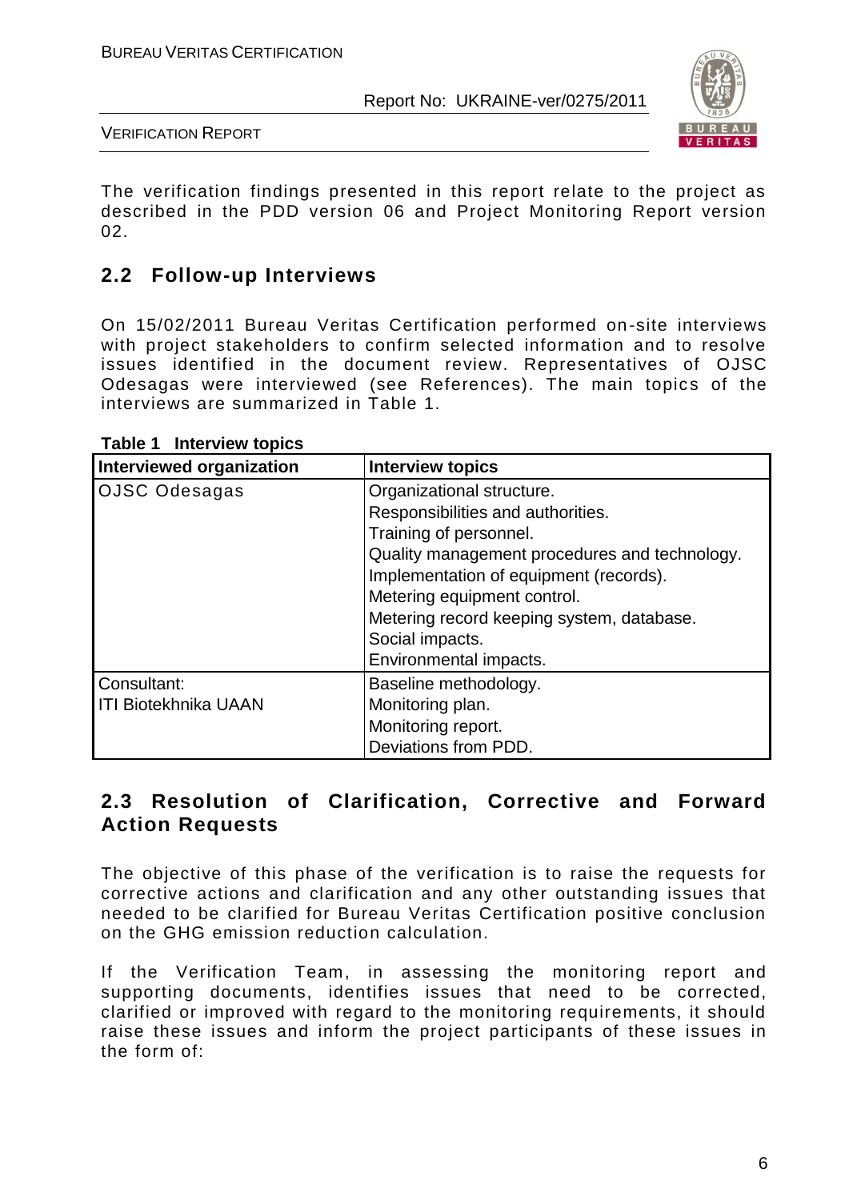The verification findings presented in this report relate to the project as described in the PDD version 06 and Project Monitoring Report version 02.

## 2.2 Follow-up Interviews

On 15/02/2011 Bureau Veritas Certification performed on-site interviews with project stakeholders to confirm selected information and to resolve issues identified in the document review. Representatives of OJSC Odesagas were interviewed (see References). The main topics of the interviews are summarized in Table 1.

**Table 1 Interview topics**

| Interviewed organization | Interview topics |
|---|---|
| OJSC Odesagas | Organizational structure.<br>Responsibilities and authorities.<br>Training of personnel.<br>Quality management procedures and technology.<br>Implementation of equipment (records).<br>Metering equipment control.<br>Metering record keeping system, database.<br>Social impacts.<br>Environmental impacts. |
| Consultant:<br>ITI Biotekhnika UAAN | Baseline methodology.<br>Monitoring plan.<br>Monitoring report.<br>Deviations from PDD. |

## 2.3 Resolution of Clarification, Corrective and Forward Action Requests

The objective of this phase of the verification is to raise the requests for corrective actions and clarification and any other outstanding issues that needed to be clarified for Bureau Veritas Certification positive conclusion on the GHG emission reduction calculation.

If the Verification Team, in assessing the monitoring report and supporting documents, identifies issues that need to be corrected, clarified or improved with regard to the monitoring requirements, it should raise these issues and inform the project participants of these issues in the form of: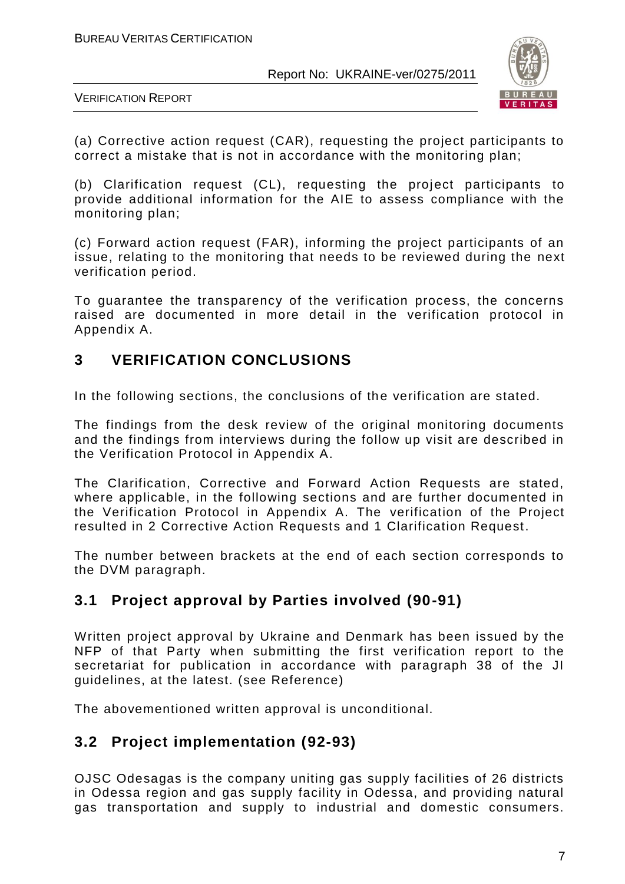(a) Corrective action request (CAR), requesting the project participants to correct a mistake that is not in accordance with the monitoring plan;

(b) Clarification request (CL), requesting the project participants to provide additional information for the AIE to assess compliance with the monitoring plan;

(c) Forward action request (FAR), informing the project participants of an issue, relating to the monitoring that needs to be reviewed during the next verification period.

To guarantee the transparency of the verification process, the concerns raised are documented in more detail in the verification protocol in Appendix A.

# 3 VERIFICATION CONCLUSIONS

In the following sections, the conclusions of the verification are stated.

The findings from the desk review of the original monitoring documents and the findings from interviews during the follow up visit are described in the Verification Protocol in Appendix A.

The Clarification, Corrective and Forward Action Requests are stated, where applicable, in the following sections and are further documented in the Verification Protocol in Appendix A. The verification of the Project resulted in 2 Corrective Action Requests and 1 Clarification Request.

The number between brackets at the end of each section corresponds to the DVM paragraph.

## 3.1 Project approval by Parties involved (90-91)

Written project approval by Ukraine and Denmark has been issued by the NFP of that Party when submitting the first verification report to the secretariat for publication in accordance with paragraph 38 of the JI guidelines, at the latest. (see Reference)

The abovementioned written approval is unconditional.

## 3.2 Project implementation (92-93)

OJSC Odesagas is the company uniting gas supply facilities of 26 districts in Odessa region and gas supply facility in Odessa, and providing natural gas transportation and supply to industrial and domestic consumers.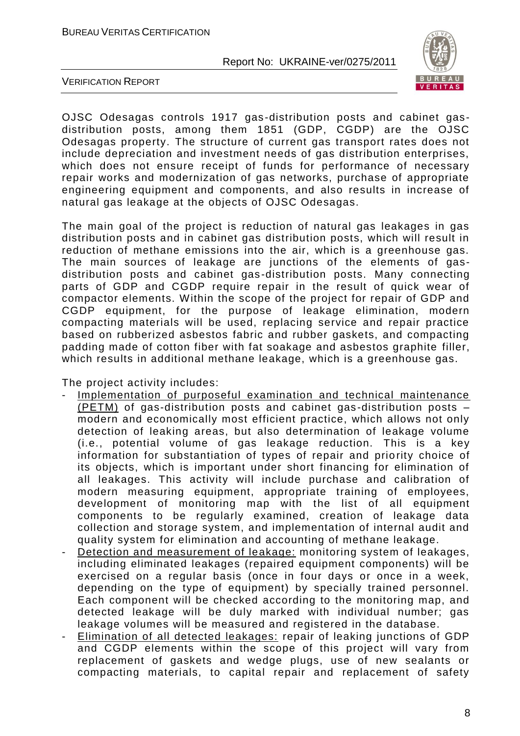OJSC Odesagas controls 1917 gas-distribution posts and cabinet gas-distribution posts, among them 1851 (GDP, CGDP) are the OJSC Odesagas property. The structure of current gas transport rates does not include depreciation and investment needs of gas distribution enterprises, which does not ensure receipt of funds for performance of necessary repair works and modernization of gas networks, purchase of appropriate engineering equipment and components, and also results in increase of natural gas leakage at the objects of OJSC Odesagas.

The main goal of the project is reduction of natural gas leakages in gas distribution posts and in cabinet gas distribution posts, which will result in reduction of methane emissions into the air, which is a greenhouse gas. The main sources of leakage are junctions of the elements of gas-distribution posts and cabinet gas-distribution posts. Many connecting parts of GDP and CGDP require repair in the result of quick wear of compactor elements. Within the scope of the project for repair of GDP and CGDP equipment, for the purpose of leakage elimination, modern compacting materials will be used, replacing service and repair practice based on rubberized asbestos fabric and rubber gaskets, and compacting padding made of cotton fiber with fat soakage and asbestos graphite filler, which results in additional methane leakage, which is a greenhouse gas.

The project activity includes:

- Implementation of purposeful examination and technical maintenance (PETM) of gas-distribution posts and cabinet gas-distribution posts – modern and economically most efficient practice, which allows not only detection of leaking areas, but also determination of leakage volume (i.e., potential volume of gas leakage reduction. This is a key information for substantiation of types of repair and priority choice of its objects, which is important under short financing for elimination of all leakages. This activity will include purchase and calibration of modern measuring equipment, appropriate training of employees, development of monitoring map with the list of all equipment components to be regularly examined, creation of leakage data collection and storage system, and implementation of internal audit and quality system for elimination and accounting of methane leakage.
- Detection and measurement of leakage: monitoring system of leakages, including eliminated leakages (repaired equipment components) will be exercised on a regular basis (once in four days or once in a week, depending on the type of equipment) by specially trained personnel. Each component will be checked according to the monitoring map, and detected leakage will be duly marked with individual number; gas leakage volumes will be measured and registered in the database.
- Elimination of all detected leakages: repair of leaking junctions of GDP and CGDP elements within the scope of this project will vary from replacement of gaskets and wedge plugs, use of new sealants or compacting materials, to capital repair and replacement of safety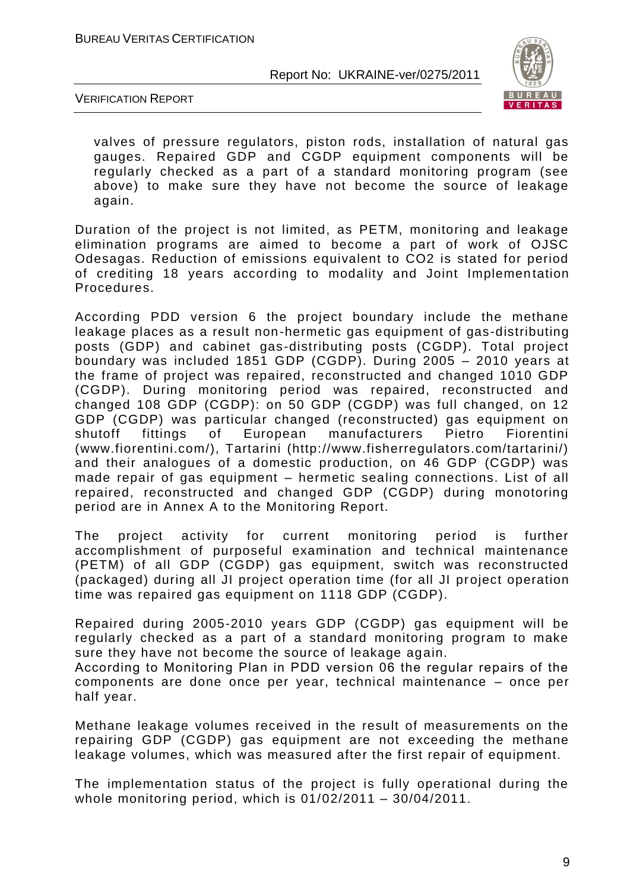valves of pressure regulators, piston rods, installation of natural gas gauges. Repaired GDP and CGDP equipment components will be regularly checked as a part of a standard monitoring program (see above) to make sure they have not become the source of leakage again.

Duration of the project is not limited, as PETM, monitoring and leakage elimination programs are aimed to become a part of work of OJSC Odesagas. Reduction of emissions equivalent to CO2 is stated for period of crediting 18 years according to modality and Joint Implementation Procedures.

According PDD version 6 the project boundary include the methane leakage places as a result non-hermetic gas equipment of gas-distributing posts (GDP) and cabinet gas-distributing posts (CGDP). Total project boundary was included 1851 GDP (CGDP). During 2005 – 2010 years at the frame of project was repaired, reconstructed and changed 1010 GDP (CGDP). During monitoring period was repaired, reconstructed and changed 108 GDP (CGDP): on 50 GDP (CGDP) was full changed, on 12 GDP (CGDP) was particular changed (reconstructed) gas equipment on shutoff fittings of European manufacturers Pietro Fiorentini (www.fiorentini.com/), Tartarini (http://www.fisherregulators.com/tartarini/) and their analogues of a domestic production, on 46 GDP (CGDP) was made repair of gas equipment – hermetic sealing connections. List of all repaired, reconstructed and changed GDP (CGDP) during monotoring period are in Annex A to the Monitoring Report.

The project activity for current monitoring period is further accomplishment of purposeful examination and technical maintenance (PETM) of all GDP (CGDP) gas equipment, switch was reconstructed (packaged) during all JI project operation time (for all JI project operation time was repaired gas equipment on 1118 GDP (CGDP).

Repaired during 2005-2010 years GDP (CGDP) gas equipment will be regularly checked as a part of a standard monitoring program to make sure they have not become the source of leakage again.
According to Monitoring Plan in PDD version 06 the regular repairs of the components are done once per year, technical maintenance – once per half year.

Methane leakage volumes received in the result of measurements on the repairing GDP (CGDP) gas equipment are not exceeding the methane leakage volumes, which was measured after the first repair of equipment.

The implementation status of the project is fully operational during the whole monitoring period, which is 01/02/2011 – 30/04/2011.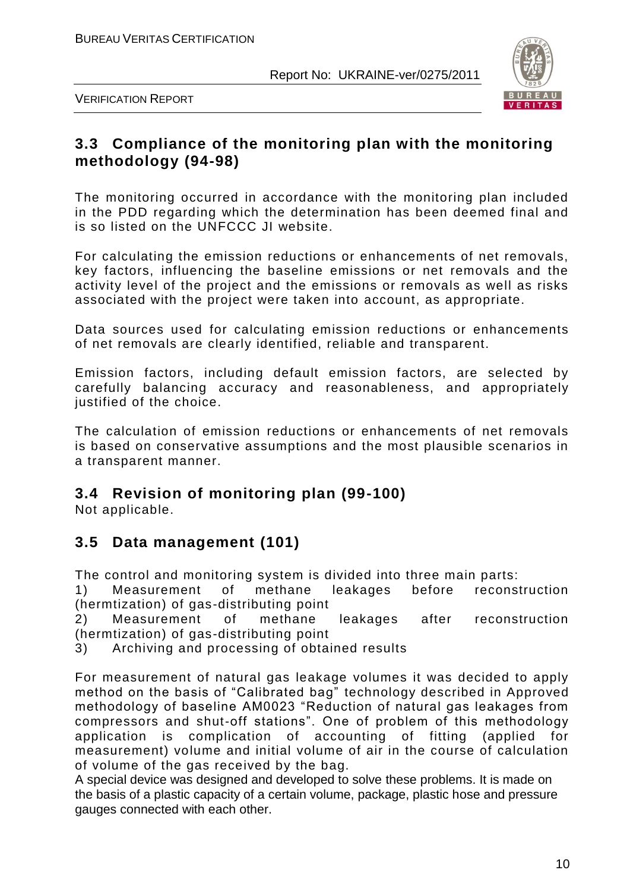## 3.3 Compliance of the monitoring plan with the monitoring methodology (94-98)

The monitoring occurred in accordance with the monitoring plan included in the PDD regarding which the determination has been deemed final and is so listed on the UNFCCC JI website.

For calculating the emission reductions or enhancements of net removals, key factors, influencing the baseline emissions or net removals and the activity level of the project and the emissions or removals as well as risks associated with the project were taken into account, as appropriate.

Data sources used for calculating emission reductions or enhancements of net removals are clearly identified, reliable and transparent.

Emission factors, including default emission factors, are selected by carefully balancing accuracy and reasonableness, and appropriately justified of the choice.

The calculation of emission reductions or enhancements of net removals is based on conservative assumptions and the most plausible scenarios in a transparent manner.

## 3.4 Revision of monitoring plan (99-100)

Not applicable.

## 3.5 Data management (101)

The control and monitoring system is divided into three main parts:

1) Measurement of methane leakages before reconstruction (hermtization) of gas-distributing point
2) Measurement of methane leakages after reconstruction (hermtization) of gas-distributing point
3) Archiving and processing of obtained results

For measurement of natural gas leakage volumes it was decided to apply method on the basis of "Calibrated bag" technology described in Approved methodology of baseline AM0023 "Reduction of natural gas leakages from compressors and shut-off stations". One of problem of this methodology application is complication of accounting of fitting (applied for measurement) volume and initial volume of air in the course of calculation of volume of the gas received by the bag.

A special device was designed and developed to solve these problems. It is made on the basis of a plastic capacity of a certain volume, package, plastic hose and pressure gauges connected with each other.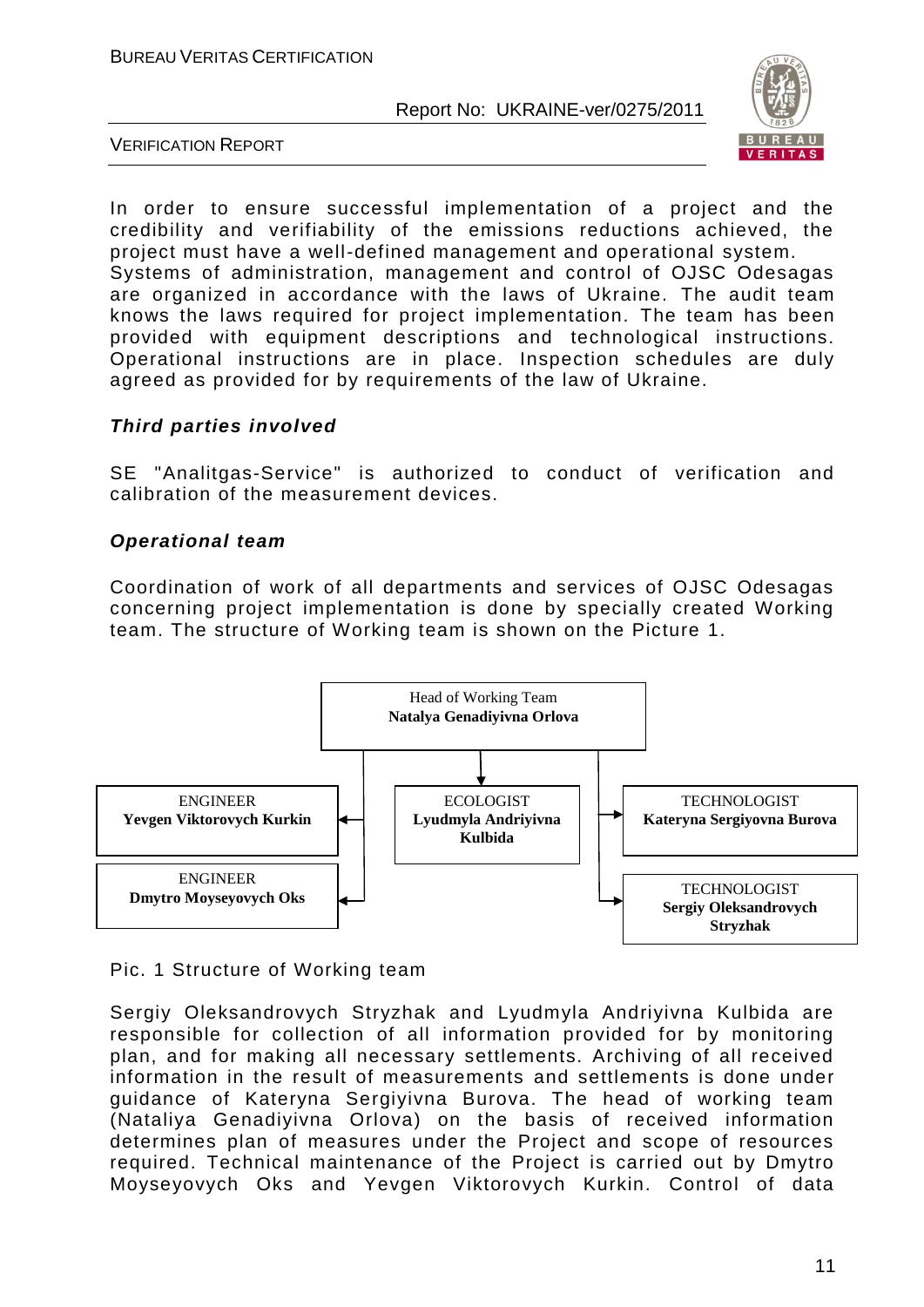In order to ensure successful implementation of a project and the credibility and verifiability of the emissions reductions achieved, the project must have a well-defined management and operational system. Systems of administration, management and control of OJSC Odesagas are organized in accordance with the laws of Ukraine. The audit team knows the laws required for project implementation. The team has been provided with equipment descriptions and technological instructions. Operational instructions are in place. Inspection schedules are duly agreed as provided for by requirements of the law of Ukraine.

***Third parties involved***

SE "Analitgas-Service" is authorized to conduct of verification and calibration of the measurement devices.

***Operational team***

Coordination of work of all departments and services of OJSC Odesagas concerning project implementation is done by specially created Working team. The structure of Working team is shown on the Picture 1.

Head of Working Team
**Natalya Genadiyivna Orlova**

- ENGINEER **Yevgen Viktorovych Kurkin**
- ENGINEER **Dmytro Moyseyovych Oks**
- ECOLOGIST **Lyudmyla Andriyivna Kulbida**
- TECHNOLOGIST **Kateryna Sergiyovna Burova**
- TECHNOLOGIST **Sergiy Oleksandrovych Stryzhak**

Pic. 1 Structure of Working team

Sergiy Oleksandrovych Stryzhak and Lyudmyla Andriyivna Kulbida are responsible for collection of all information provided for by monitoring plan, and for making all necessary settlements. Archiving of all received information in the result of measurements and settlements is done under guidance of Kateryna Sergiyivna Burova. The head of working team (Nataliya Genadiyivna Orlova) on the basis of received information determines plan of measures under the Project and scope of resources required. Technical maintenance of the Project is carried out by Dmytro Moyseyovych Oks and Yevgen Viktorovych Kurkin. Control of data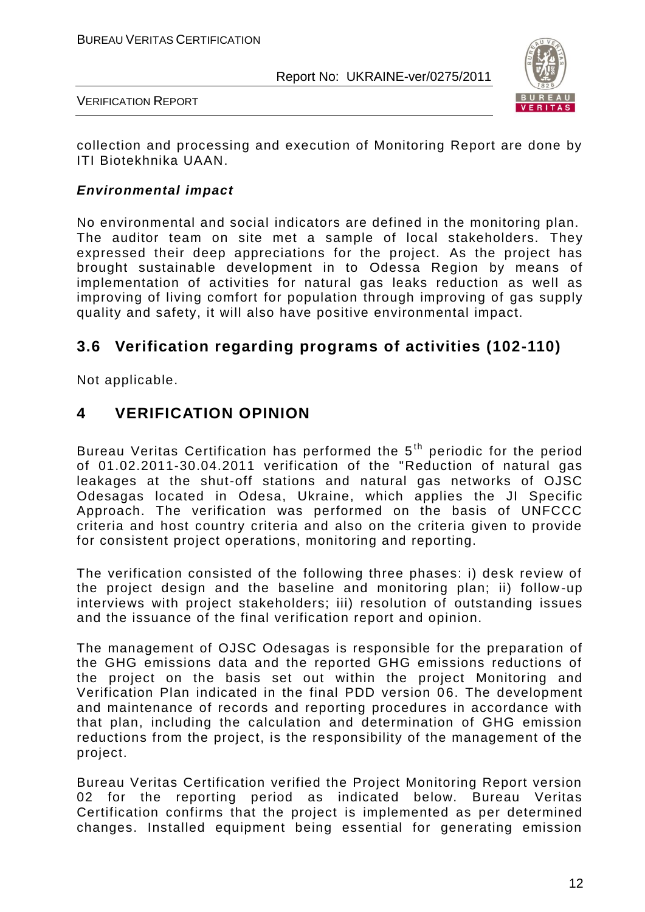collection and processing and execution of Monitoring Report are done by ITI Biotekhnika UAAN.

***Environmental impact***

No environmental and social indicators are defined in the monitoring plan. The auditor team on site met a sample of local stakeholders. They expressed their deep appreciations for the project. As the project has brought sustainable development in to Odessa Region by means of implementation of activities for natural gas leaks reduction as well as improving of living comfort for population through improving of gas supply quality and safety, it will also have positive environmental impact.

## 3.6 Verification regarding programs of activities (102-110)

Not applicable.

# 4 VERIFICATION OPINION

Bureau Veritas Certification has performed the 5th periodic for the period of 01.02.2011-30.04.2011 verification of the "Reduction of natural gas leakages at the shut-off stations and natural gas networks of OJSC Odesagas located in Odesa, Ukraine, which applies the JI Specific Approach. The verification was performed on the basis of UNFCCC criteria and host country criteria and also on the criteria given to provide for consistent project operations, monitoring and reporting.

The verification consisted of the following three phases: i) desk review of the project design and the baseline and monitoring plan; ii) follow-up interviews with project stakeholders; iii) resolution of outstanding issues and the issuance of the final verification report and opinion.

The management of OJSC Odesagas is responsible for the preparation of the GHG emissions data and the reported GHG emissions reductions of the project on the basis set out within the project Monitoring and Verification Plan indicated in the final PDD version 06. The development and maintenance of records and reporting procedures in accordance with that plan, including the calculation and determination of GHG emission reductions from the project, is the responsibility of the management of the project.

Bureau Veritas Certification verified the Project Monitoring Report version 02 for the reporting period as indicated below. Bureau Veritas Certification confirms that the project is implemented as per determined changes. Installed equipment being essential for generating emission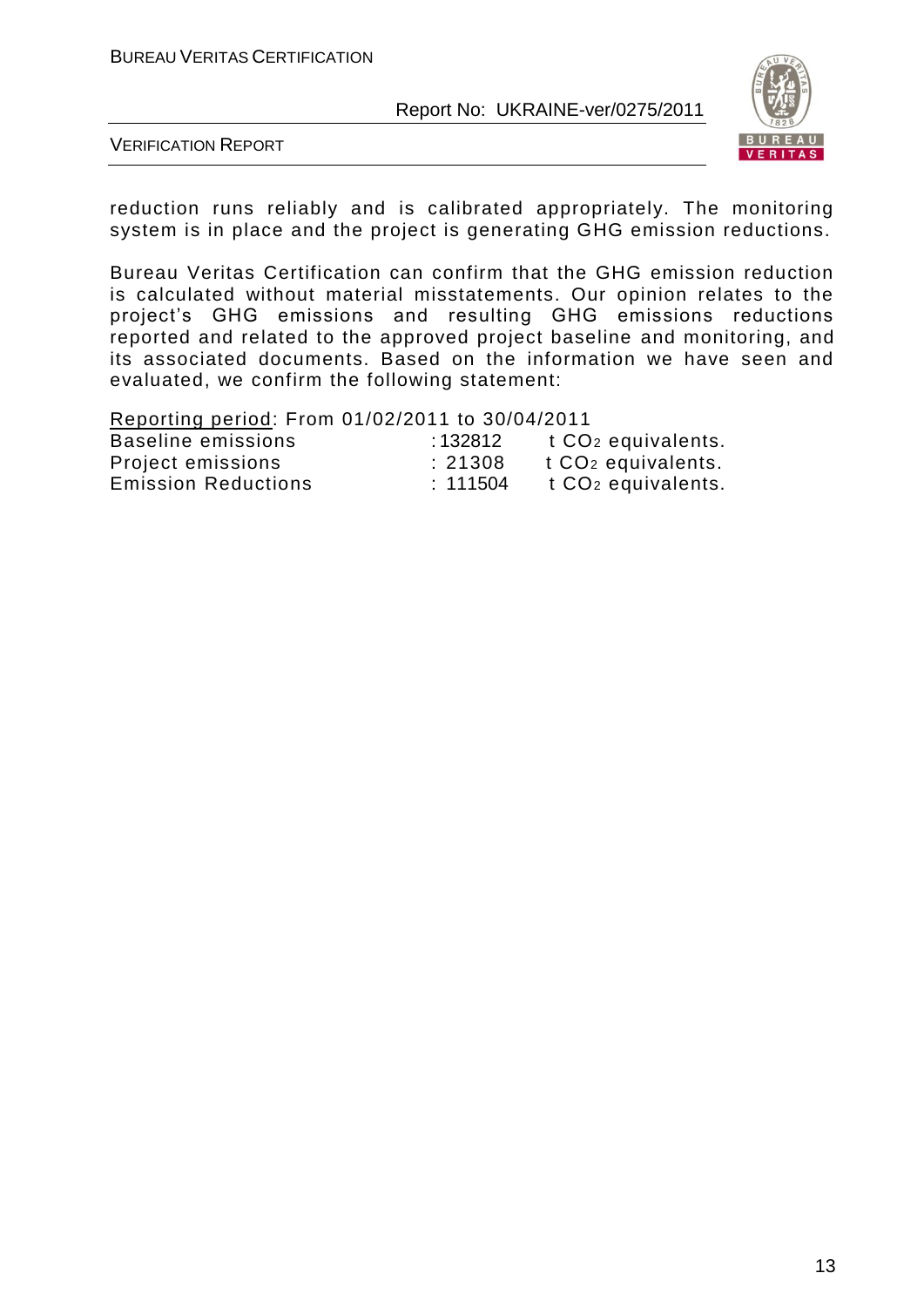reduction runs reliably and is calibrated appropriately. The monitoring system is in place and the project is generating GHG emission reductions.

Bureau Veritas Certification can confirm that the GHG emission reduction is calculated without material misstatements. Our opinion relates to the project's GHG emissions and resulting GHG emissions reductions reported and related to the approved project baseline and monitoring, and its associated documents. Based on the information we have seen and evaluated, we confirm the following statement:

Reporting period: From 01/02/2011 to 30/04/2011

| | | |
|---|---|---|
| Baseline emissions | : 132812 | t $CO_2$ equivalents. |
| Project emissions | : 21308 | t $CO_2$ equivalents. |
| Emission Reductions | : 111504 | t $CO_2$ equivalents. |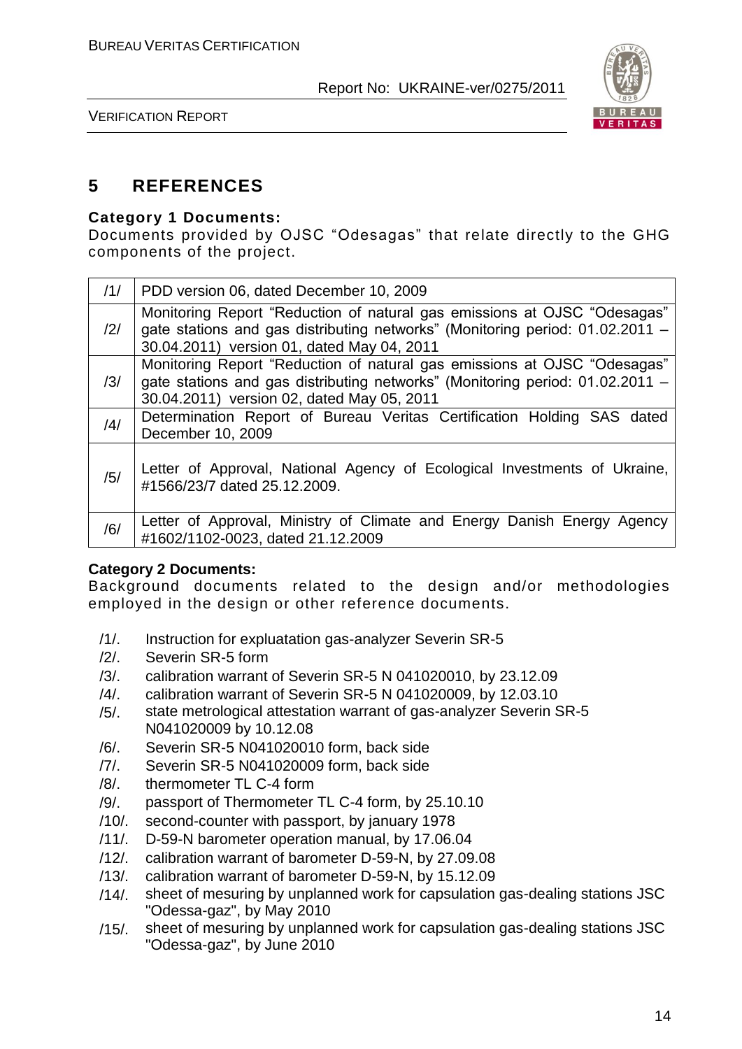# 5 REFERENCES

**Category 1 Documents:**
Documents provided by OJSC "Odesagas" that relate directly to the GHG components of the project.

| | |
|---|---|
| /1/ | PDD version 06, dated December 10, 2009 |
| /2/ | Monitoring Report "Reduction of natural gas emissions at OJSC "Odesagas" gate stations and gas distributing networks" (Monitoring period: 01.02.2011 – 30.04.2011) version 01, dated May 04, 2011 |
| /3/ | Monitoring Report "Reduction of natural gas emissions at OJSC "Odesagas" gate stations and gas distributing networks" (Monitoring period: 01.02.2011 – 30.04.2011) version 02, dated May 05, 2011 |
| /4/ | Determination Report of Bureau Veritas Certification Holding SAS dated December 10, 2009 |
| /5/ | Letter of Approval, National Agency of Ecological Investments of Ukraine, #1566/23/7 dated 25.12.2009. |
| /6/ | Letter of Approval, Ministry of Climate and Energy Danish Energy Agency #1602/1102-0023, dated 21.12.2009 |

**Category 2 Documents:**
Background documents related to the design and/or methodologies employed in the design or other reference documents.

/1/. Instruction for expluatation gas-analyzer Severin SR-5
/2/. Severin SR-5 form
/3/. calibration warrant of Severin SR-5 N 041020010, by 23.12.09
/4/. calibration warrant of Severin SR-5 N 041020009, by 12.03.10
/5/. state metrological attestation warrant of gas-analyzer Severin SR-5 N041020009 by 10.12.08
/6/. Severin SR-5 N041020010 form, back side
/7/. Severin SR-5 N041020009 form, back side
/8/. thermometer TL C-4 form
/9/. passport of Thermometer TL C-4 form, by 25.10.10
/10/. second-counter with passport, by january 1978
/11/. D-59-N barometer operation manual, by 17.06.04
/12/. calibration warrant of barometer D-59-N, by 27.09.08
/13/. calibration warrant of barometer D-59-N, by 15.12.09
/14/. sheet of mesuring by unplanned work for capsulation gas-dealing stations JSC "Odessa-gaz", by May 2010
/15/. sheet of mesuring by unplanned work for capsulation gas-dealing stations JSC "Odessa-gaz", by June 2010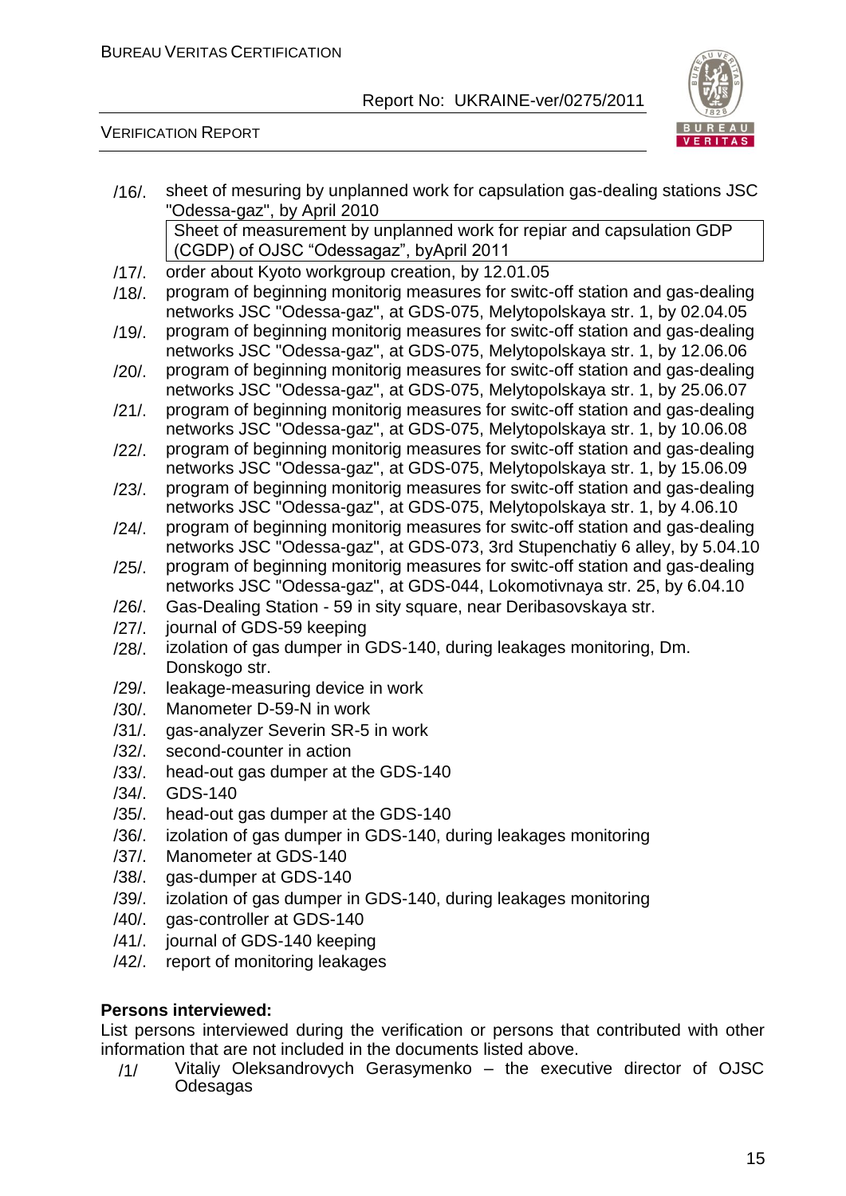/16/. sheet of mesuring by unplanned work for capsulation gas-dealing stations JSC "Odessa-gaz", by April 2010

Sheet of measurement by unplanned work for repiar and capsulation GDP (CGDP) of OJSC "Odessagaz", byApril 2011

/17/. order about Kyoto workgroup creation, by 12.01.05

/18/. program of beginning monitorig measures for switc-off station and gas-dealing networks JSC "Odessa-gaz", at GDS-075, Melytopolskaya str. 1, by 02.04.05

/19/. program of beginning monitorig measures for switc-off station and gas-dealing networks JSC "Odessa-gaz", at GDS-075, Melytopolskaya str. 1, by 12.06.06

/20/. program of beginning monitorig measures for switc-off station and gas-dealing networks JSC "Odessa-gaz", at GDS-075, Melytopolskaya str. 1, by 25.06.07

/21/. program of beginning monitorig measures for switc-off station and gas-dealing networks JSC "Odessa-gaz", at GDS-075, Melytopolskaya str. 1, by 10.06.08

/22/. program of beginning monitorig measures for switc-off station and gas-dealing networks JSC "Odessa-gaz", at GDS-075, Melytopolskaya str. 1, by 15.06.09

/23/. program of beginning monitorig measures for switc-off station and gas-dealing networks JSC "Odessa-gaz", at GDS-075, Melytopolskaya str. 1, by 4.06.10

/24/. program of beginning monitorig measures for switc-off station and gas-dealing networks JSC "Odessa-gaz", at GDS-073, 3rd Stupenchatiy 6 alley, by 5.04.10

/25/. program of beginning monitorig measures for switc-off station and gas-dealing networks JSC "Odessa-gaz", at GDS-044, Lokomotivnaya str. 25, by 6.04.10

/26/. Gas-Dealing Station - 59 in sity square, near Deribasovskaya str.

/27/. journal of GDS-59 keeping

/28/. izolation of gas dumper in GDS-140, during leakages monitoring, Dm. Donskogo str.

/29/. leakage-measuring device in work

/30/. Manometer D-59-N in work

/31/. gas-analyzer Severin SR-5 in work

/32/. second-counter in action

/33/. head-out gas dumper at the GDS-140

/34/. GDS-140

/35/. head-out gas dumper at the GDS-140

/36/. izolation of gas dumper in GDS-140, during leakages monitoring

/37/. Manometer at GDS-140

/38/. gas-dumper at GDS-140

/39/. izolation of gas dumper in GDS-140, during leakages monitoring

/40/. gas-controller at GDS-140

/41/. journal of GDS-140 keeping

/42/. report of monitoring leakages

**Persons interviewed:**

List persons interviewed during the verification or persons that contributed with other information that are not included in the documents listed above.

/1/ Vitaliy Oleksandrovych Gerasymenko – the executive director of OJSC Odesagas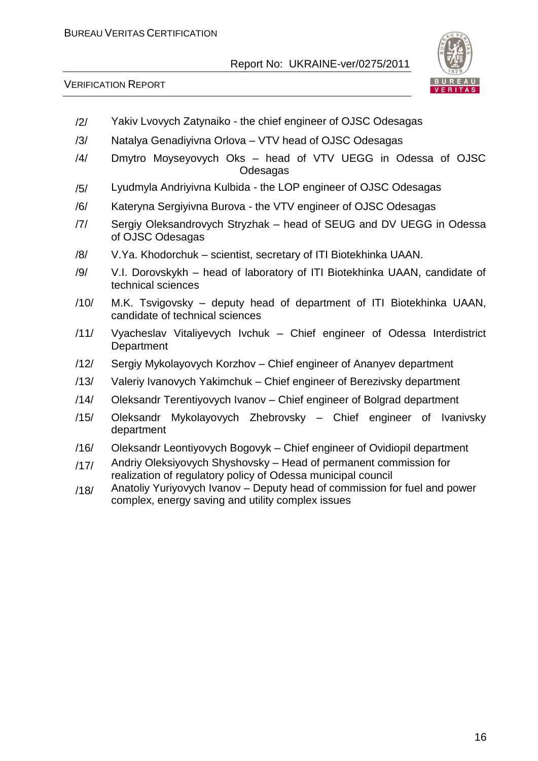/2/ Yakiv Lvovych Zatynaiko - the chief engineer of OJSC Odesagas

/3/ Natalya Genadiyivna Orlova – VTV head of OJSC Odesagas

/4/ Dmytro Moyseyovych Oks – head of VTV UEGG in Odessa of OJSC Odesagas

/5/ Lyudmyla Andriyivna Kulbida - the LOP engineer of OJSC Odesagas

/6/ Kateryna Sergiyivna Burova - the VTV engineer of OJSC Odesagas

/7/ Sergiy Oleksandrovych Stryzhak – head of SEUG and DV UEGG in Odessa of OJSC Odesagas

/8/ V.Ya. Khodorchuk – scientist, secretary of ITI Biotekhinka UAAN.

/9/ V.I. Dorovskykh – head of laboratory of ITI Biotekhinka UAAN, candidate of technical sciences

/10/ M.K. Tsvigovsky – deputy head of department of ITI Biotekhinka UAAN, candidate of technical sciences

/11/ Vyacheslav Vitaliyevych Ivchuk – Chief engineer of Odessa Interdistrict Department

/12/ Sergiy Mykolayovych Korzhov – Chief engineer of Ananyev department

/13/ Valeriy Ivanovych Yakimchuk – Chief engineer of Berezivsky department

/14/ Oleksandr Terentiyovych Ivanov – Chief engineer of Bolgrad department

/15/ Oleksandr Mykolayovych Zhebrovsky – Chief engineer of Ivanivsky department

/16/ Oleksandr Leontiyovych Bogovyk – Chief engineer of Ovidiopil department

/17/ Andriy Oleksiyovych Shyshovsky – Head of permanent commission for realization of regulatory policy of Odessa municipal council

/18/ Anatoliy Yuriyovych Ivanov – Deputy head of commission for fuel and power complex, energy saving and utility complex issues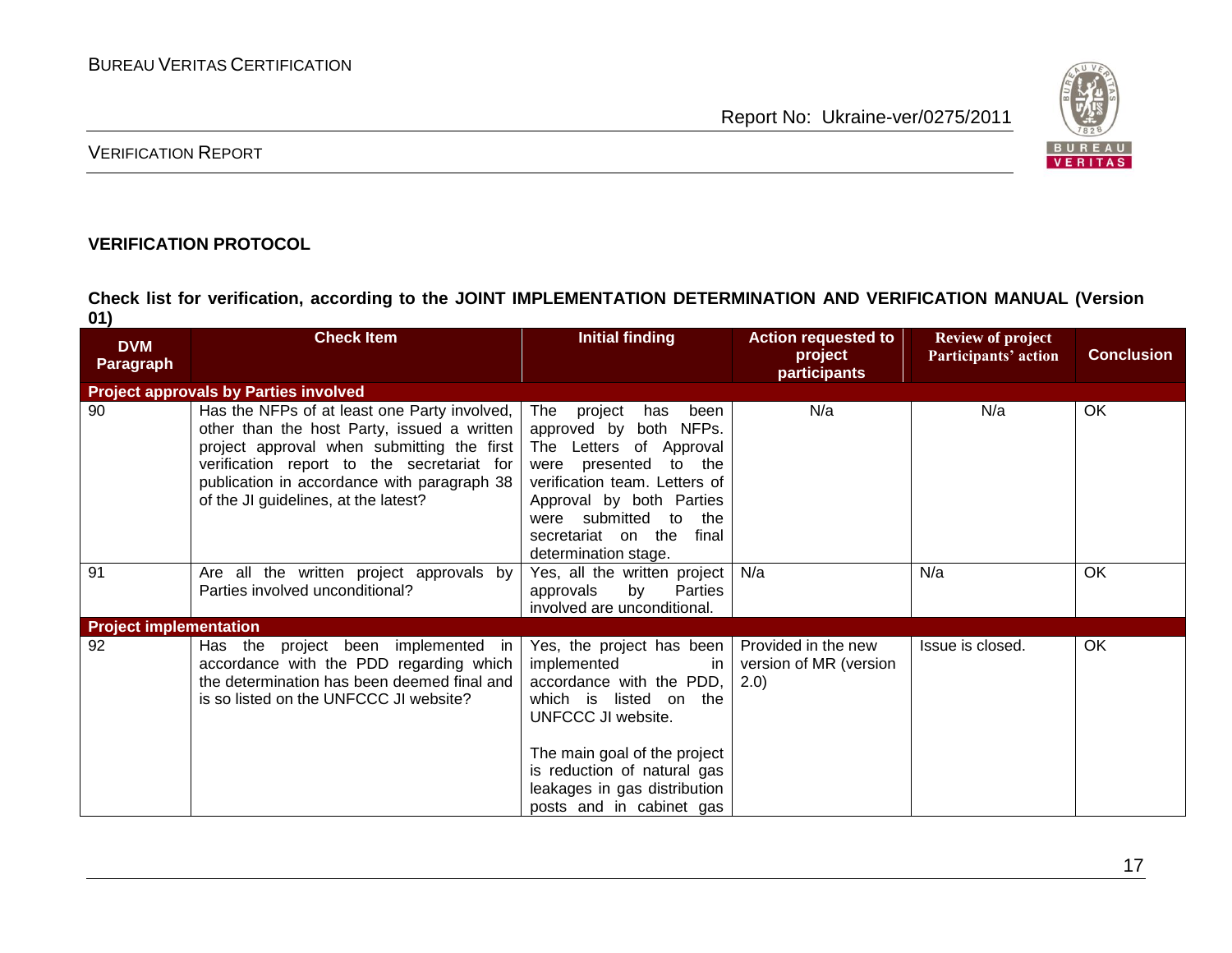**VERIFICATION PROTOCOL**

**Check list for verification, according to the JOINT IMPLEMENTATION DETERMINATION AND VERIFICATION MANUAL (Version 01)**

| DVM Paragraph | Check Item | Initial finding | Action requested to project participants | Review of project Participants' action | Conclusion |
|---|---|---|---|---|---|
| **Project approvals by Parties involved** | | | | | |
| 90 | Has the NFPs of at least one Party involved, other than the host Party, issued a written project approval when submitting the first verification report to the secretariat for publication in accordance with paragraph 38 of the JI guidelines, at the latest? | The project has been approved by both NFPs. The Letters of Approval were presented to the verification team. Letters of Approval by both Parties were submitted to the secretariat on the final determination stage. | N/a | N/a | OK |
| 91 | Are all the written project approvals by Parties involved unconditional? | Yes, all the written project approvals by Parties involved are unconditional. | N/a | N/a | OK |
| **Project implementation** | | | | | |
| 92 | Has the project been implemented in accordance with the PDD regarding which the determination has been deemed final and is so listed on the UNFCCC JI website? | Yes, the project has been implemented in accordance with the PDD, which is listed on the UNFCCC JI website.<br><br>The main goal of the project is reduction of natural gas leakages in gas distribution posts and in cabinet gas | Provided in the new version of MR (version 2.0) | Issue is closed. | OK |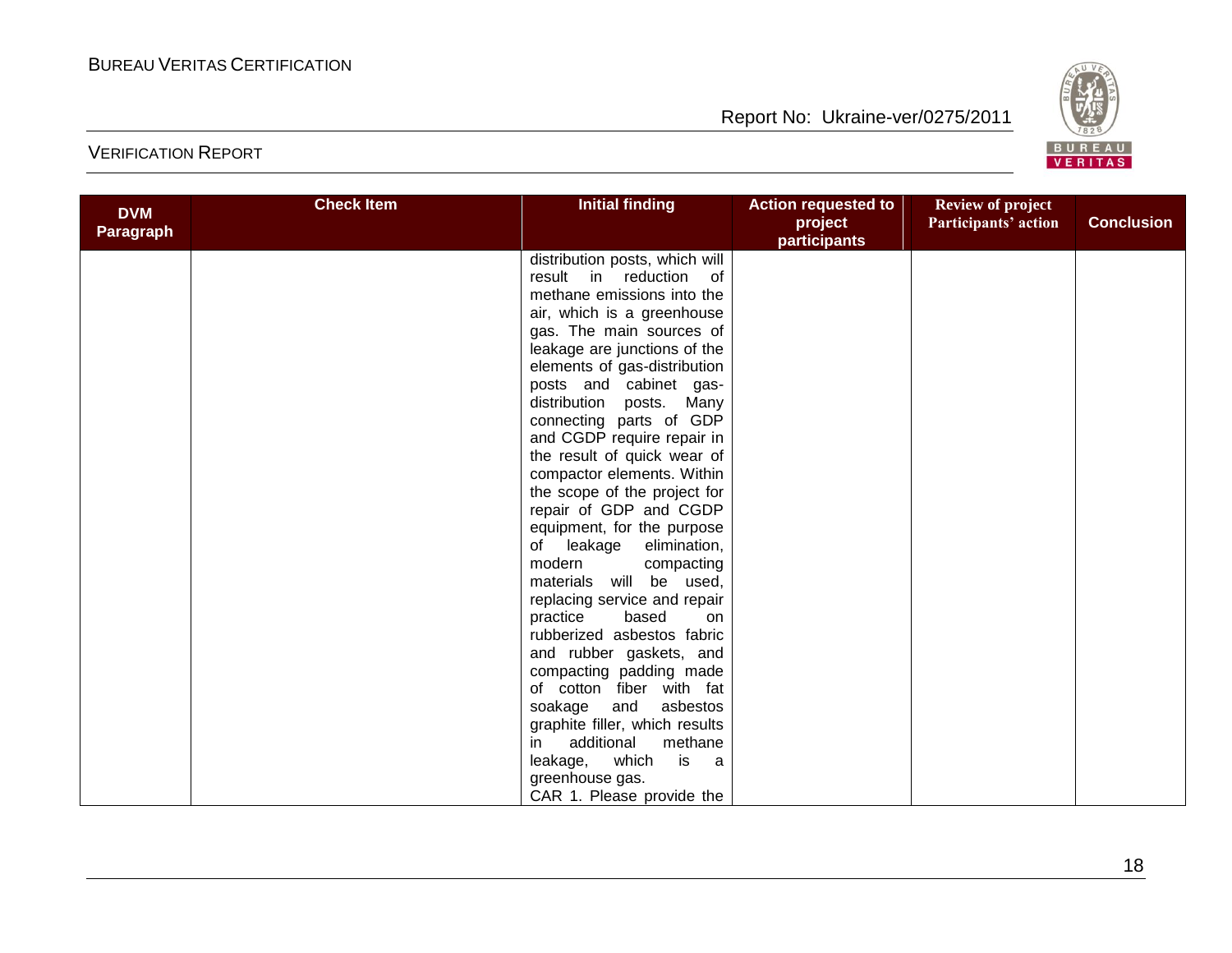| DVM Paragraph | Check Item | Initial finding | Action requested to project participants | Review of project Participants' action | Conclusion |
|---|---|---|---|---|---|
| | | distribution posts, which will result in reduction of methane emissions into the air, which is a greenhouse gas. The main sources of leakage are junctions of the elements of gas-distribution posts and cabinet gas-distribution posts. Many connecting parts of GDP and CGDP require repair in the result of quick wear of compactor elements. Within the scope of the project for repair of GDP and CGDP equipment, for the purpose of leakage elimination, modern compacting materials will be used, replacing service and repair practice based on rubberized asbestos fabric and rubber gaskets, and compacting padding made of cotton fiber with fat soakage and asbestos graphite filler, which results in additional methane leakage, which is a greenhouse gas. CAR 1. Please provide the | | | |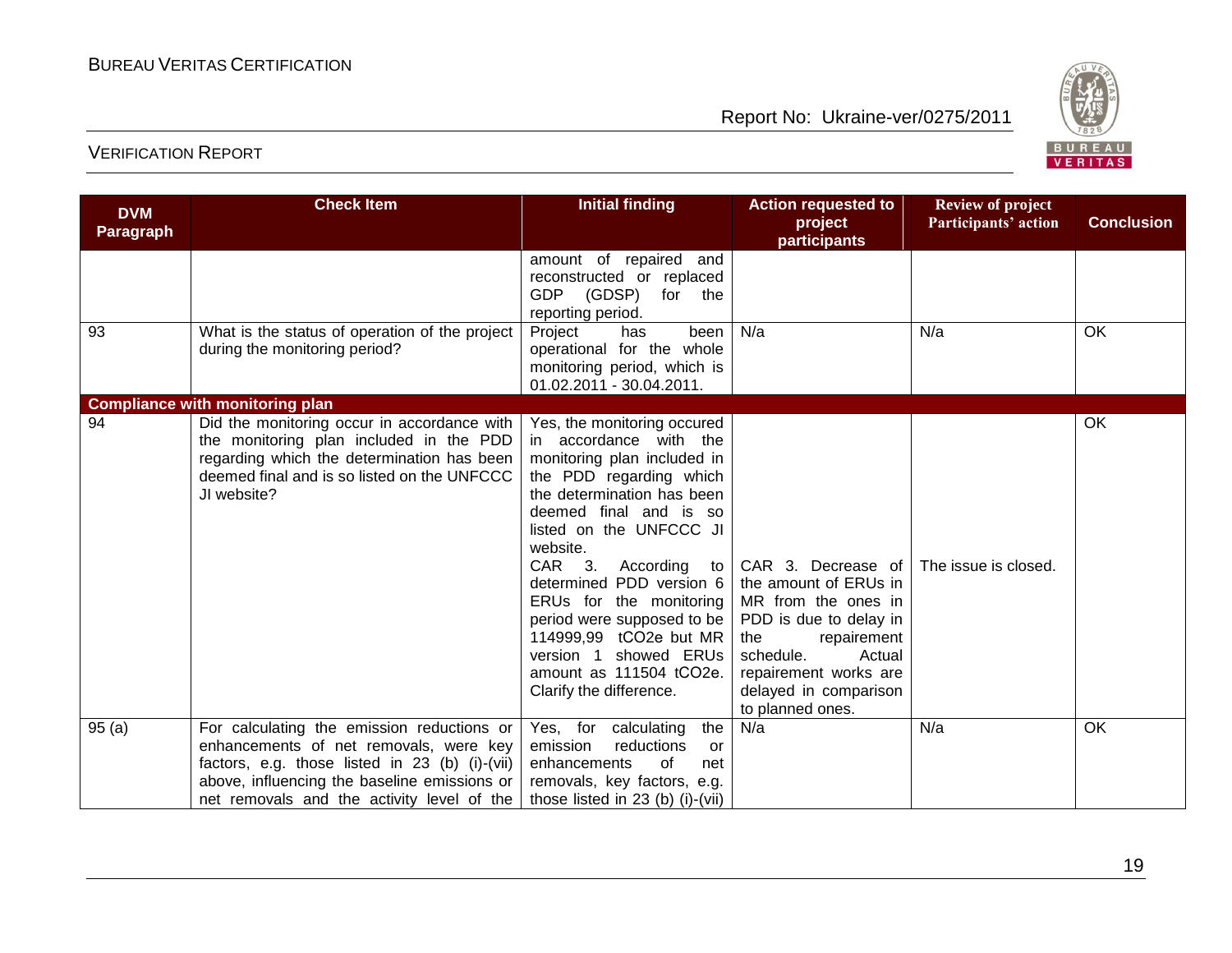| DVM Paragraph | Check Item | Initial finding | Action requested to project participants | Review of project Participants' action | Conclusion |
|---|---|---|---|---|---|
| | | amount of repaired and reconstructed or replaced GDP (GDSP) for the reporting period. | | | |
| 93 | What is the status of operation of the project during the monitoring period? | Project has been operational for the whole monitoring period, which is 01.02.2011 - 30.04.2011. | N/a | N/a | OK |
| **Compliance with monitoring plan** | | | | | |
| 94 | Did the monitoring occur in accordance with the monitoring plan included in the PDD regarding which the determination has been deemed final and is so listed on the UNFCCC JI website? | Yes, the monitoring occured in accordance with the monitoring plan included in the PDD regarding which the determination has been deemed final and is so listed on the UNFCCC JI website.<br>CAR 3. According to determined PDD version 6 ERUs for the monitoring period were supposed to be 114999,99 tCO2e but MR version 1 showed ERUs amount as 111504 tCO2e. Clarify the difference. | CAR 3. Decrease of the amount of ERUs in MR from the ones in PDD is due to delay in the repairement schedule. Actual repairement works are delayed in comparison to planned ones. | The issue is closed. | OK |
| 95 (a) | For calculating the emission reductions or enhancements of net removals, were key factors, e.g. those listed in 23 (b) (i)-(vii) above, influencing the baseline emissions or net removals and the activity level of the | Yes, for calculating the emission reductions or enhancements of net removals, key factors, e.g. those listed in 23 (b) (i)-(vii) | N/a | N/a | OK |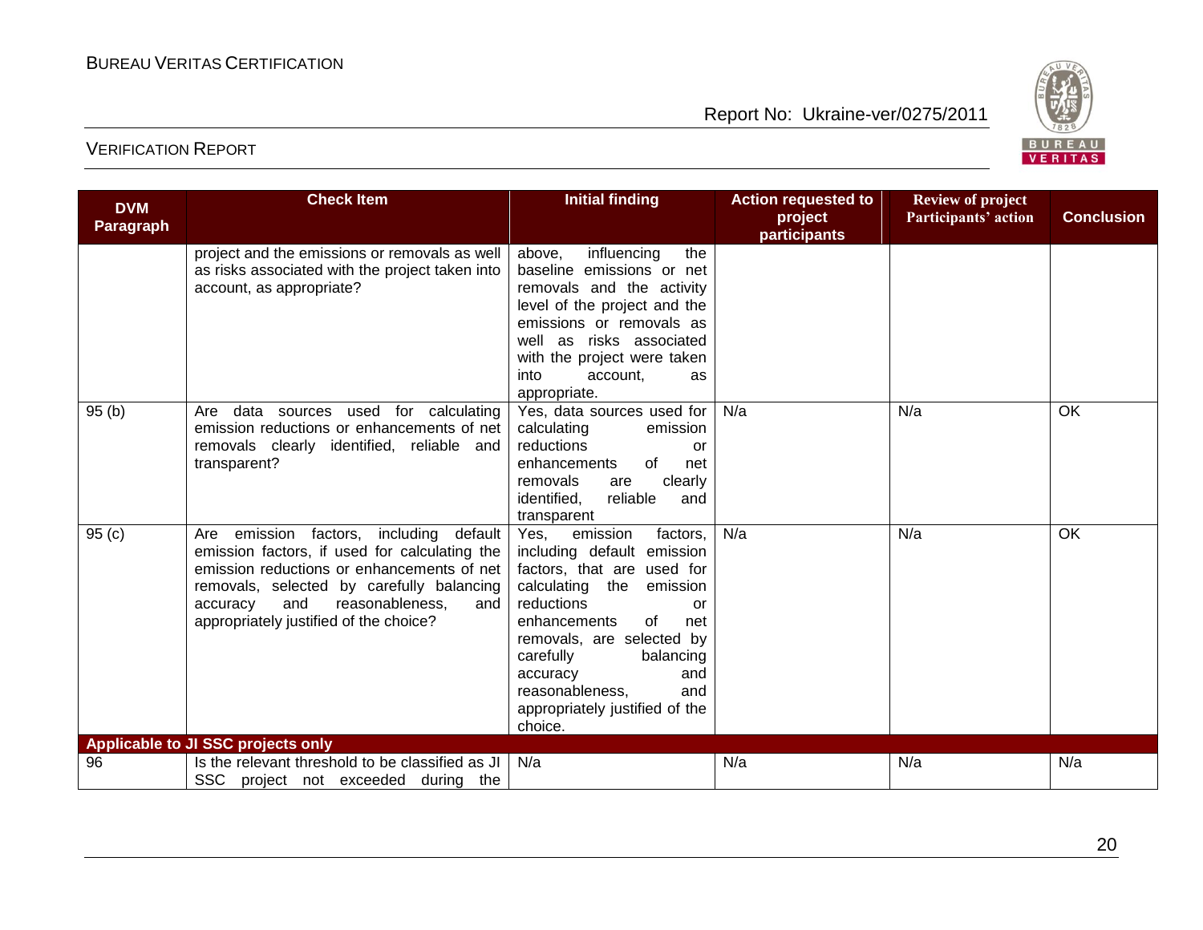| DVM Paragraph | Check Item | Initial finding | Action requested to project participants | Review of project Participants' action | Conclusion |
|---|---|---|---|---|---|
| | project and the emissions or removals as well as risks associated with the project taken into account, as appropriate? | above, influencing the baseline emissions or net removals and the activity level of the project and the emissions or removals as well as risks associated with the project were taken into account, as appropriate. | | | |
| 95 (b) | Are data sources used for calculating emission reductions or enhancements of net removals clearly identified, reliable and transparent? | Yes, data sources used for calculating emission reductions or enhancements of net removals are clearly identified, reliable and transparent | N/a | N/a | OK |
| 95 (c) | Are emission factors, including default emission factors, if used for calculating the emission reductions or enhancements of net removals, selected by carefully balancing accuracy and reasonableness, and appropriately justified of the choice? | Yes, emission factors, including default emission factors, that are used for calculating the emission reductions or enhancements of net removals, are selected by carefully balancing accuracy and reasonableness, and appropriately justified of the choice. | N/a | N/a | OK |
| **Applicable to JI SSC projects only** | | | | | |
| 96 | Is the relevant threshold to be classified as JI SSC project not exceeded during the | N/a | N/a | N/a | N/a |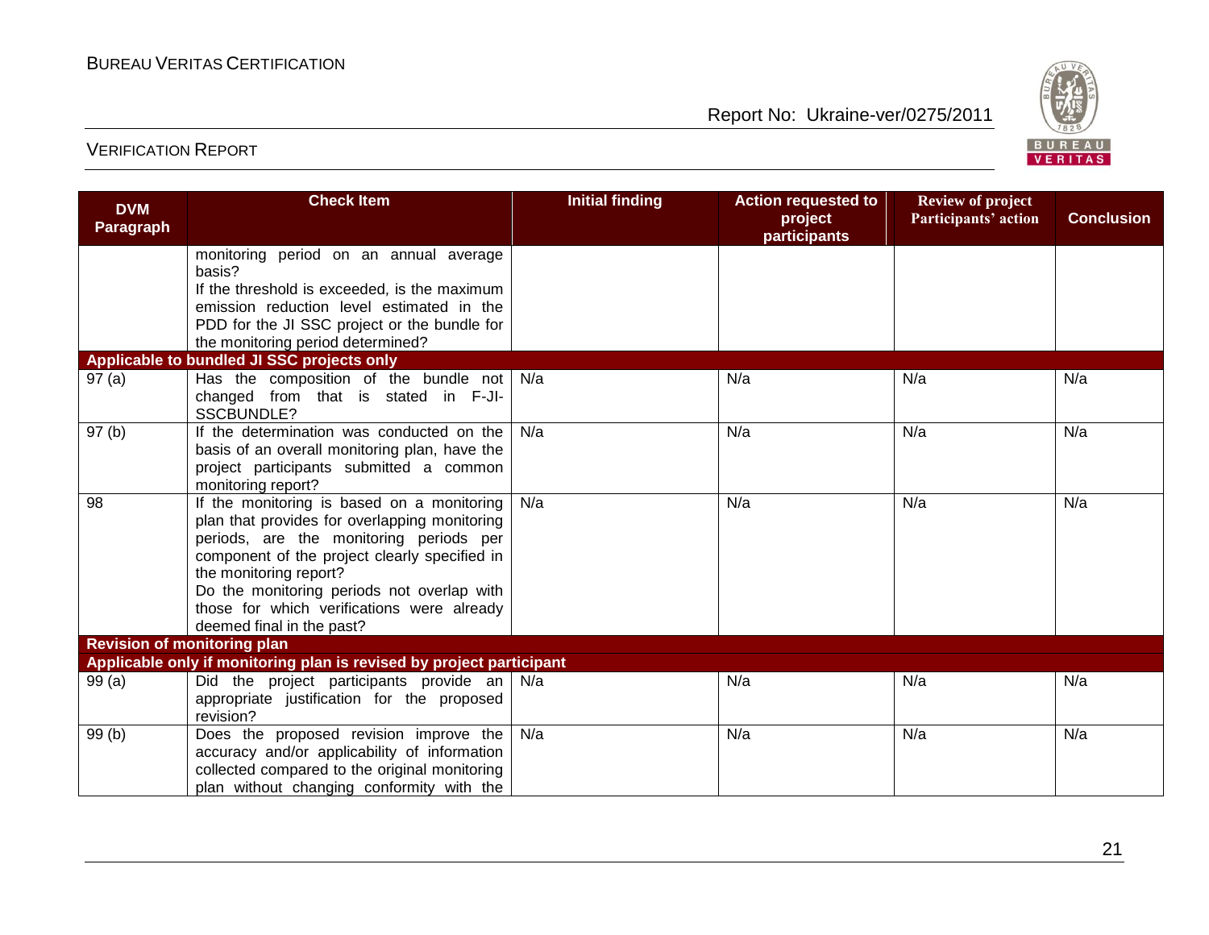| DVM Paragraph | Check Item | Initial finding | Action requested to project participants | Review of project Participants' action | Conclusion |
|---|---|---|---|---|---|
| | monitoring period on an annual average basis? If the threshold is exceeded, is the maximum emission reduction level estimated in the PDD for the JI SSC project or the bundle for the monitoring period determined? | | | | |
| **Applicable to bundled JI SSC projects only** | | | | | |
| 97 (a) | Has the composition of the bundle not changed from that is stated in F-JI-SSCBUNDLE? | N/a | N/a | N/a | N/a |
| 97 (b) | If the determination was conducted on the basis of an overall monitoring plan, have the project participants submitted a common monitoring report? | N/a | N/a | N/a | N/a |
| 98 | If the monitoring is based on a monitoring plan that provides for overlapping monitoring periods, are the monitoring periods per component of the project clearly specified in the monitoring report? Do the monitoring periods not overlap with those for which verifications were already deemed final in the past? | N/a | N/a | N/a | N/a |
| **Revision of monitoring plan** | | | | | |
| **Applicable only if monitoring plan is revised by project participant** | | | | | |
| 99 (a) | Did the project participants provide an appropriate justification for the proposed revision? | N/a | N/a | N/a | N/a |
| 99 (b) | Does the proposed revision improve the accuracy and/or applicability of information collected compared to the original monitoring plan without changing conformity with the | N/a | N/a | N/a | N/a |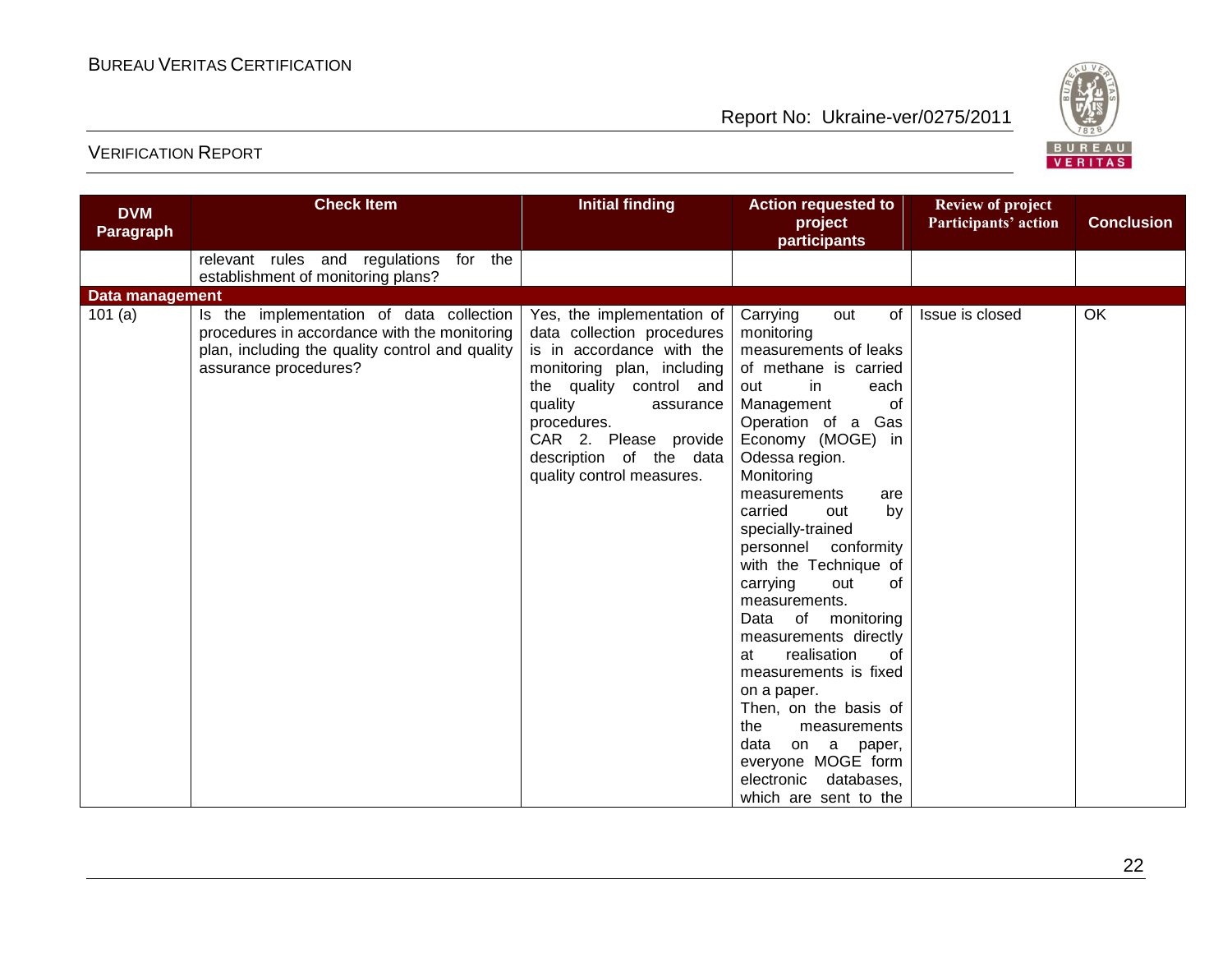| DVM Paragraph | Check Item | Initial finding | Action requested to project participants | Review of project Participants' action | Conclusion |
|---|---|---|---|---|---|
| | relevant rules and regulations for the establishment of monitoring plans? | | | | |
| **Data management** | | | | | |
| 101 (a) | Is the implementation of data collection procedures in accordance with the monitoring plan, including the quality control and quality assurance procedures? | Yes, the implementation of data collection procedures is in accordance with the monitoring plan, including the quality control and quality assurance procedures. CAR 2. Please provide description of the data quality control measures. | Carrying out of monitoring measurements of leaks of methane is carried out in each Management of Operation of a Gas Economy (MOGE) in Odessa region. Monitoring measurements are carried out by specially-trained personnel conformity with the Technique of carrying out of measurements. Data of monitoring measurements directly at realisation of measurements is fixed on a paper. Then, on the basis of the measurements data on a paper, everyone MOGE form electronic databases, which are sent to the | Issue is closed | OK |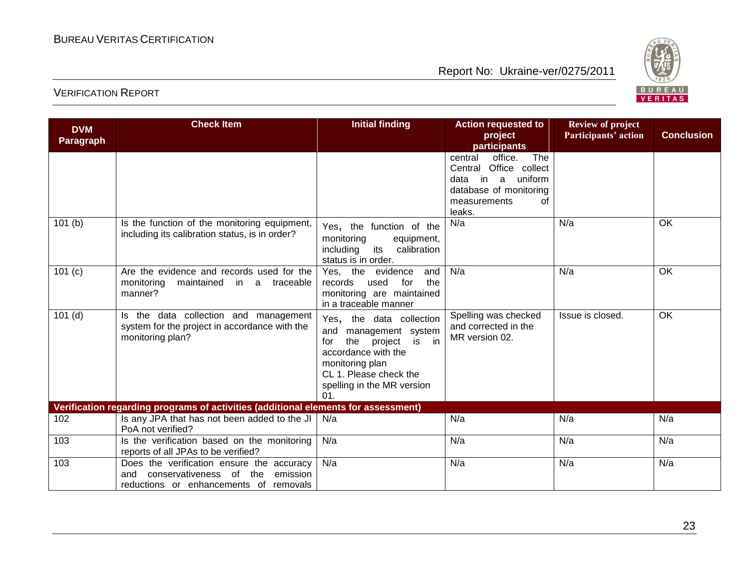| DVM Paragraph | Check Item | Initial finding | Action requested to project participants | Review of project Participants' action | Conclusion |
|---|---|---|---|---|---|
| | | | central office. The Central Office collect data in a uniform database of monitoring measurements of leaks. | | |
| 101 (b) | Is the function of the monitoring equipment, including its calibration status, is in order? | Yes, the function of the monitoring equipment, including its calibration status is in order. | N/a | N/a | OK |
| 101 (c) | Are the evidence and records used for the monitoring maintained in a traceable manner? | Yes, the evidence and records used for the monitoring are maintained in a traceable manner | N/a | N/a | OK |
| 101 (d) | Is the data collection and management system for the project in accordance with the monitoring plan? | Yes, the data collection and management system for the project is in accordance with the monitoring plan<br>CL 1. Please check the spelling in the MR version 01. | Spelling was checked and corrected in the MR version 02. | Issue is closed. | OK |
| **Verification regarding programs of activities (additional elements for assessment)** | | | | | |
| 102 | Is any JPA that has not been added to the JI PoA not verified? | N/a | N/a | N/a | N/a |
| 103 | Is the verification based on the monitoring reports of all JPAs to be verified? | N/a | N/a | N/a | N/a |
| 103 | Does the verification ensure the accuracy and conservativeness of the emission reductions or enhancements of removals | N/a | N/a | N/a | N/a |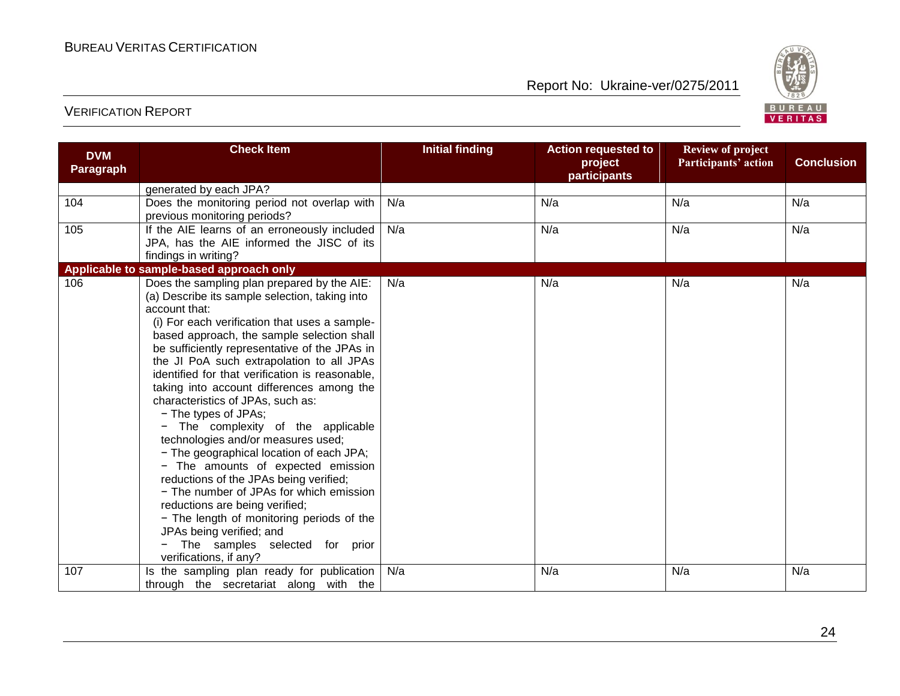| DVM Paragraph | Check Item | Initial finding | Action requested to project participants | Review of project Participants' action | Conclusion |
|---|---|---|---|---|---|
| | generated by each JPA? | | | | |
| 104 | Does the monitoring period not overlap with previous monitoring periods? | N/a | N/a | N/a | N/a |
| 105 | If the AIE learns of an erroneously included JPA, has the AIE informed the JISC of its findings in writing? | N/a | N/a | N/a | N/a |
| **Applicable to sample-based approach only** | | | | | |
| 106 | Does the sampling plan prepared by the AIE: (a) Describe its sample selection, taking into account that: (i) For each verification that uses a sample-based approach, the sample selection shall be sufficiently representative of the JPAs in the JI PoA such extrapolation to all JPAs identified for that verification is reasonable, taking into account differences among the characteristics of JPAs, such as: − The types of JPAs; − The complexity of the applicable technologies and/or measures used; − The geographical location of each JPA; − The amounts of expected emission reductions of the JPAs being verified; − The number of JPAs for which emission reductions are being verified; − The length of monitoring periods of the JPAs being verified; and − The samples selected for prior verifications, if any? | N/a | N/a | N/a | N/a |
| 107 | Is the sampling plan ready for publication through the secretariat along with the | N/a | N/a | N/a | N/a |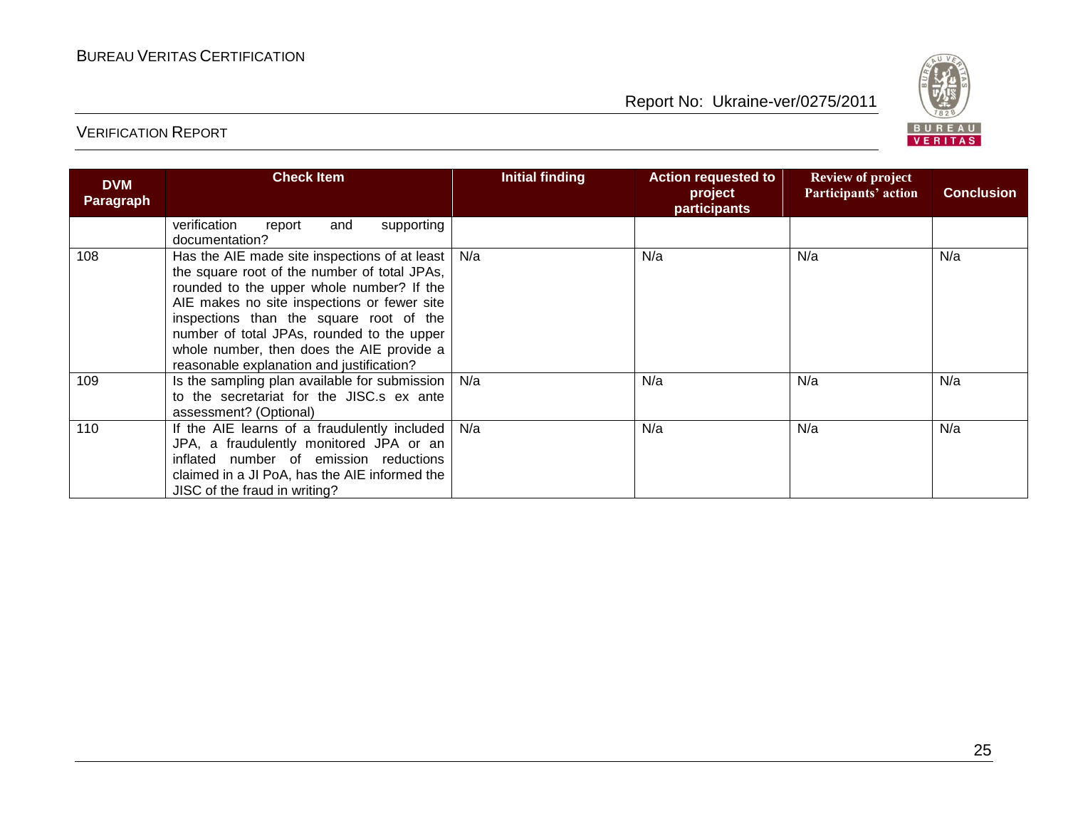| DVM Paragraph | Check Item | Initial finding | Action requested to project participants | Review of project Participants' action | Conclusion |
|---|---|---|---|---|---|
| | verification report and supporting documentation? | | | | |
| 108 | Has the AIE made site inspections of at least the square root of the number of total JPAs, rounded to the upper whole number? If the AIE makes no site inspections or fewer site inspections than the square root of the number of total JPAs, rounded to the upper whole number, then does the AIE provide a reasonable explanation and justification? | N/a | N/a | N/a | N/a |
| 109 | Is the sampling plan available for submission to the secretariat for the JISC.s ex ante assessment? (Optional) | N/a | N/a | N/a | N/a |
| 110 | If the AIE learns of a fraudulently included JPA, a fraudulently monitored JPA or an inflated number of emission reductions claimed in a JI PoA, has the AIE informed the JISC of the fraud in writing? | N/a | N/a | N/a | N/a |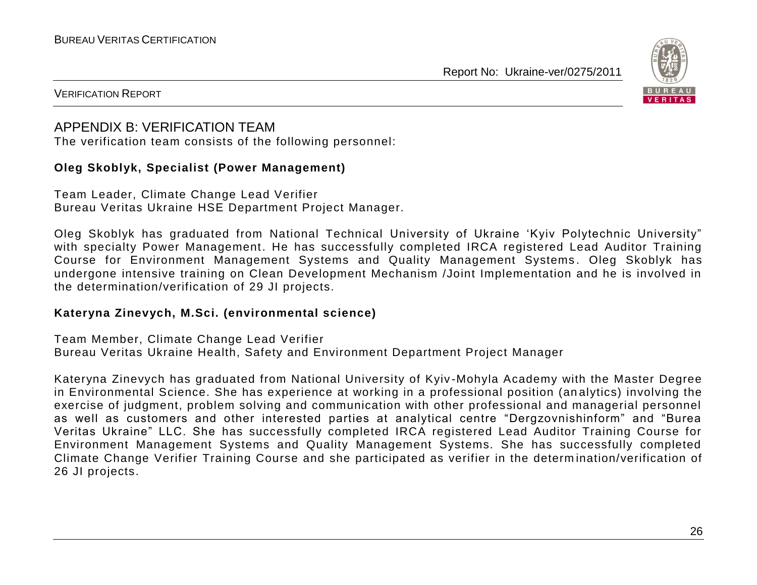## APPENDIX B: VERIFICATION TEAM

The verification team consists of the following personnel:

**Oleg Skoblyk, Specialist (Power Management)**

Team Leader, Climate Change Lead Verifier
Bureau Veritas Ukraine HSE Department Project Manager.

Oleg Skoblyk has graduated from National Technical University of Ukraine 'Kyiv Polytechnic University" with specialty Power Management. He has successfully completed IRCA registered Lead Auditor Training Course for Environment Management Systems and Quality Management Systems. Oleg Skoblyk has undergone intensive training on Clean Development Mechanism /Joint Implementation and he is involved in the determination/verification of 29 JI projects.

**Kateryna Zinevych, M.Sci. (environmental science)**

Team Member, Climate Change Lead Verifier
Bureau Veritas Ukraine Health, Safety and Environment Department Project Manager

Kateryna Zinevych has graduated from National University of Kyiv-Mohyla Academy with the Master Degree in Environmental Science. She has experience at working in a professional position (analytics) involving the exercise of judgment, problem solving and communication with other professional and managerial personnel as well as customers and other interested parties at analytical centre "Dergzovnishinform" and "Burea Veritas Ukraine" LLC. She has successfully completed IRCA registered Lead Auditor Training Course for Environment Management Systems and Quality Management Systems. She has successfully completed Climate Change Verifier Training Course and she participated as verifier in the determination/verification of 26 JI projects.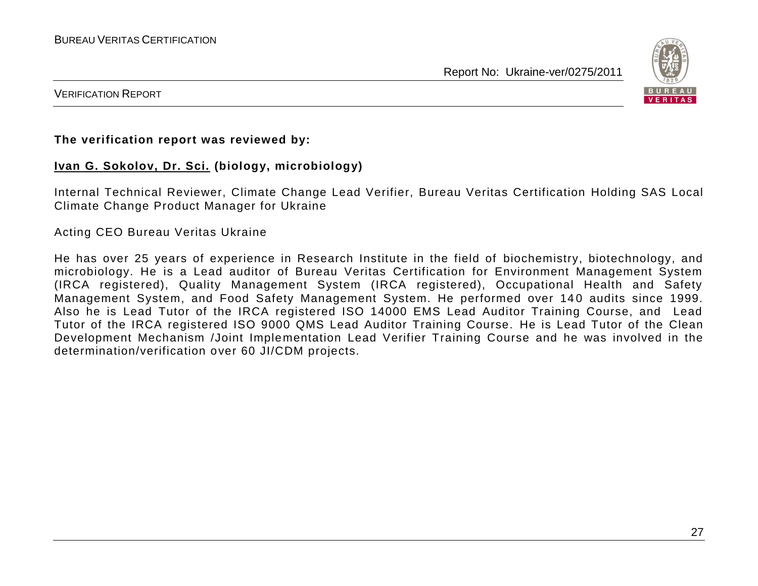**The verification report was reviewed by:**

**Ivan G. Sokolov, Dr. Sci. (biology, microbiology)**

Internal Technical Reviewer, Climate Change Lead Verifier, Bureau Veritas Certification Holding SAS Local Climate Change Product Manager for Ukraine

Acting CEO Bureau Veritas Ukraine

He has over 25 years of experience in Research Institute in the field of biochemistry, biotechnology, and microbiology. He is a Lead auditor of Bureau Veritas Certification for Environment Management System (IRCA registered), Quality Management System (IRCA registered), Occupational Health and Safety Management System, and Food Safety Management System. He performed over 140 audits since 1999. Also he is Lead Tutor of the IRCA registered ISO 14000 EMS Lead Auditor Training Course, and Lead Tutor of the IRCA registered ISO 9000 QMS Lead Auditor Training Course. He is Lead Tutor of the Clean Development Mechanism /Joint Implementation Lead Verifier Training Course and he was involved in the determination/verification over 60 JI/CDM projects.